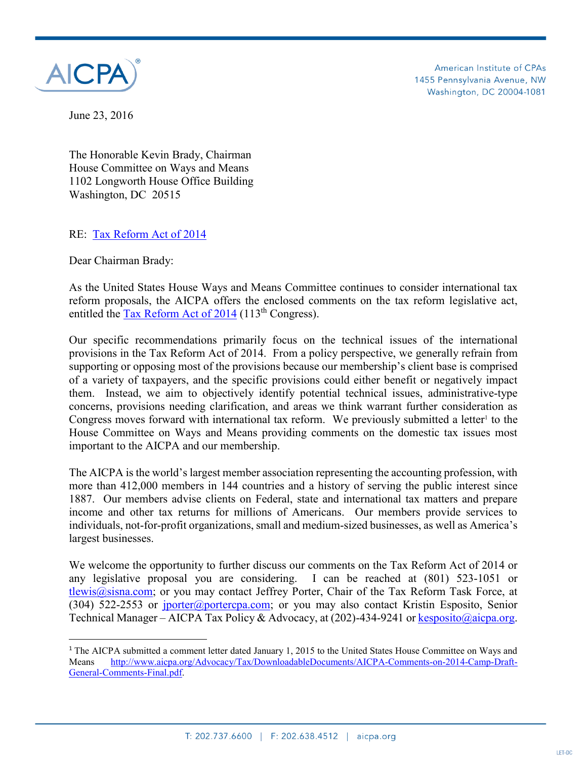American Institute of CPAs
1455 Pennsylvania Avenue, NW
Washington, DC 20004-1081

June 23, 2016

The Honorable Kevin Brady, Chairman
House Committee on Ways and Means
1102 Longworth House Office Building
Washington, DC 20515

RE: Tax Reform Act of 2014

Dear Chairman Brady:

As the United States House Ways and Means Committee continues to consider international tax reform proposals, the AICPA offers the enclosed comments on the tax reform legislative act, entitled the Tax Reform Act of 2014 (113th Congress).

Our specific recommendations primarily focus on the technical issues of the international provisions in the Tax Reform Act of 2014. From a policy perspective, we generally refrain from supporting or opposing most of the provisions because our membership's client base is comprised of a variety of taxpayers, and the specific provisions could either benefit or negatively impact them. Instead, we aim to objectively identify potential technical issues, administrative-type concerns, provisions needing clarification, and areas we think warrant further consideration as Congress moves forward with international tax reform. We previously submitted a letter[1] to the House Committee on Ways and Means providing comments on the domestic tax issues most important to the AICPA and our membership.

The AICPA is the world's largest member association representing the accounting profession, with more than 412,000 members in 144 countries and a history of serving the public interest since 1887. Our members advise clients on Federal, state and international tax matters and prepare income and other tax returns for millions of Americans. Our members provide services to individuals, not-for-profit organizations, small and medium-sized businesses, as well as America's largest businesses.

We welcome the opportunity to further discuss our comments on the Tax Reform Act of 2014 or any legislative proposal you are considering. I can be reached at (801) 523-1051 or tlewis@sisna.com; or you may contact Jeffrey Porter, Chair of the Tax Reform Task Force, at (304) 522-2553 or jporter@portercpa.com; or you may also contact Kristin Esposito, Senior Technical Manager – AICPA Tax Policy & Advocacy, at (202)-434-9241 or kesposito@aicpa.org.

[1] The AICPA submitted a comment letter dated January 1, 2015 to the United States House Committee on Ways and Means http://www.aicpa.org/Advocacy/Tax/DownloadableDocuments/AICPA-Comments-on-2014-Camp-Draft-General-Comments-Final.pdf.

T: 202.737.6600 | F: 202.638.4512 | aicpa.org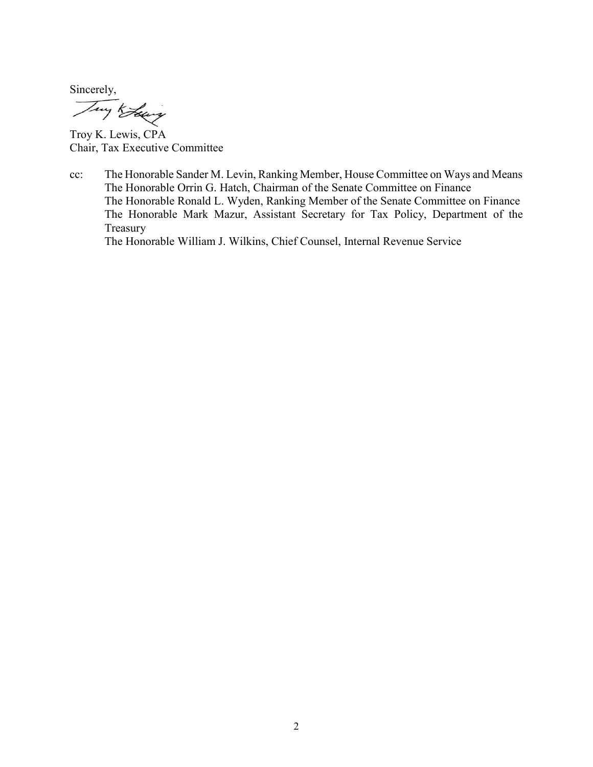Sincerely,

Troy K. Lewis, CPA
Chair, Tax Executive Committee

cc: The Honorable Sander M. Levin, Ranking Member, House Committee on Ways and Means
The Honorable Orrin G. Hatch, Chairman of the Senate Committee on Finance
The Honorable Ronald L. Wyden, Ranking Member of the Senate Committee on Finance
The Honorable Mark Mazur, Assistant Secretary for Tax Policy, Department of the Treasury
The Honorable William J. Wilkins, Chief Counsel, Internal Revenue Service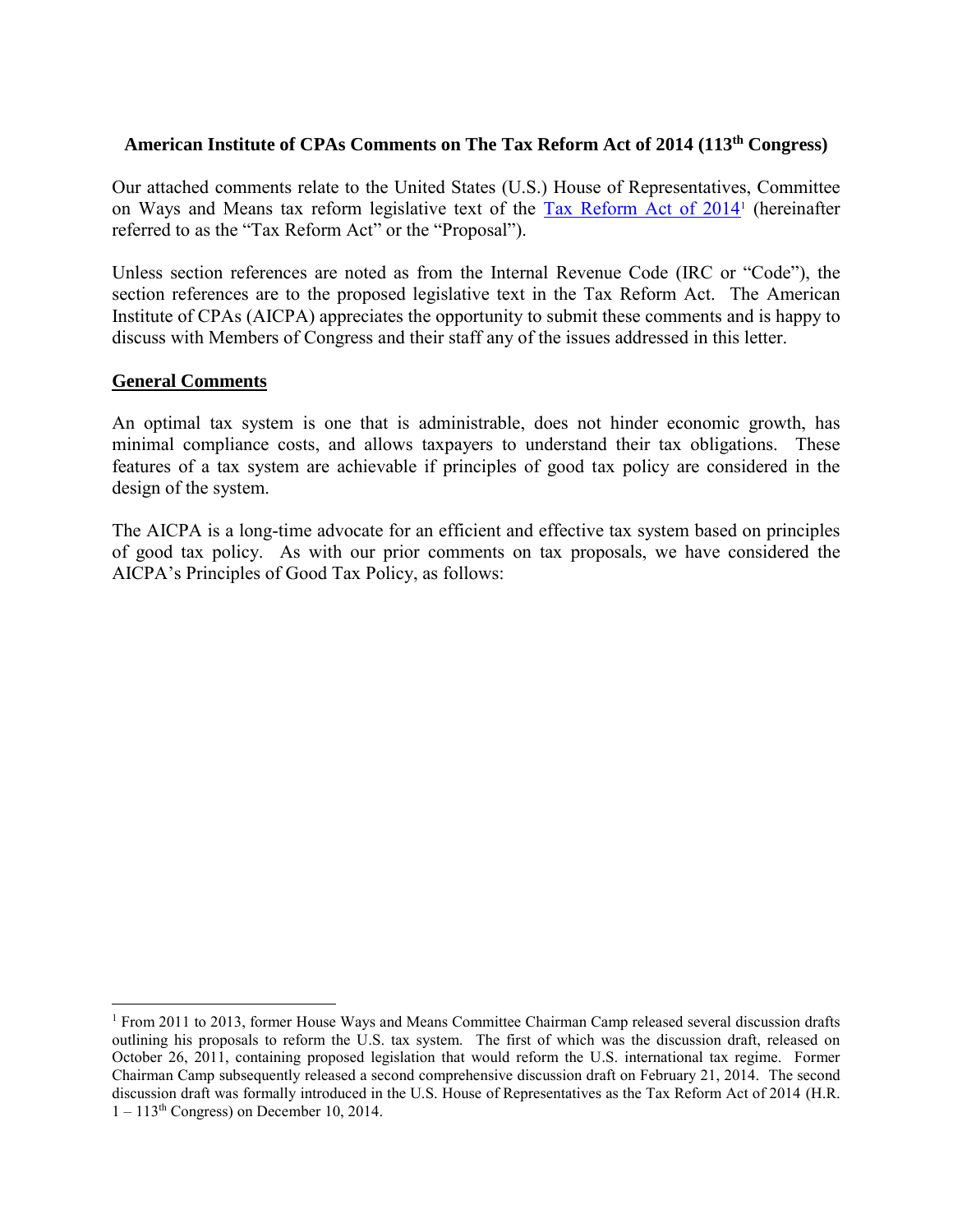## American Institute of CPAs Comments on The Tax Reform Act of 2014 (113th Congress)

Our attached comments relate to the United States (U.S.) House of Representatives, Committee on Ways and Means tax reform legislative text of the Tax Reform Act of 2014[1] (hereinafter referred to as the "Tax Reform Act" or the "Proposal").

Unless section references are noted as from the Internal Revenue Code (IRC or "Code"), the section references are to the proposed legislative text in the Tax Reform Act. The American Institute of CPAs (AICPA) appreciates the opportunity to submit these comments and is happy to discuss with Members of Congress and their staff any of the issues addressed in this letter.

### General Comments

An optimal tax system is one that is administrable, does not hinder economic growth, has minimal compliance costs, and allows taxpayers to understand their tax obligations. These features of a tax system are achievable if principles of good tax policy are considered in the design of the system.

The AICPA is a long-time advocate for an efficient and effective tax system based on principles of good tax policy. As with our prior comments on tax proposals, we have considered the AICPA's Principles of Good Tax Policy, as follows:

---

[1] From 2011 to 2013, former House Ways and Means Committee Chairman Camp released several discussion drafts outlining his proposals to reform the U.S. tax system. The first of which was the discussion draft, released on October 26, 2011, containing proposed legislation that would reform the U.S. international tax regime. Former Chairman Camp subsequently released a second comprehensive discussion draft on February 21, 2014. The second discussion draft was formally introduced in the U.S. House of Representatives as the Tax Reform Act of 2014 (H.R. 1 – 113th Congress) on December 10, 2014.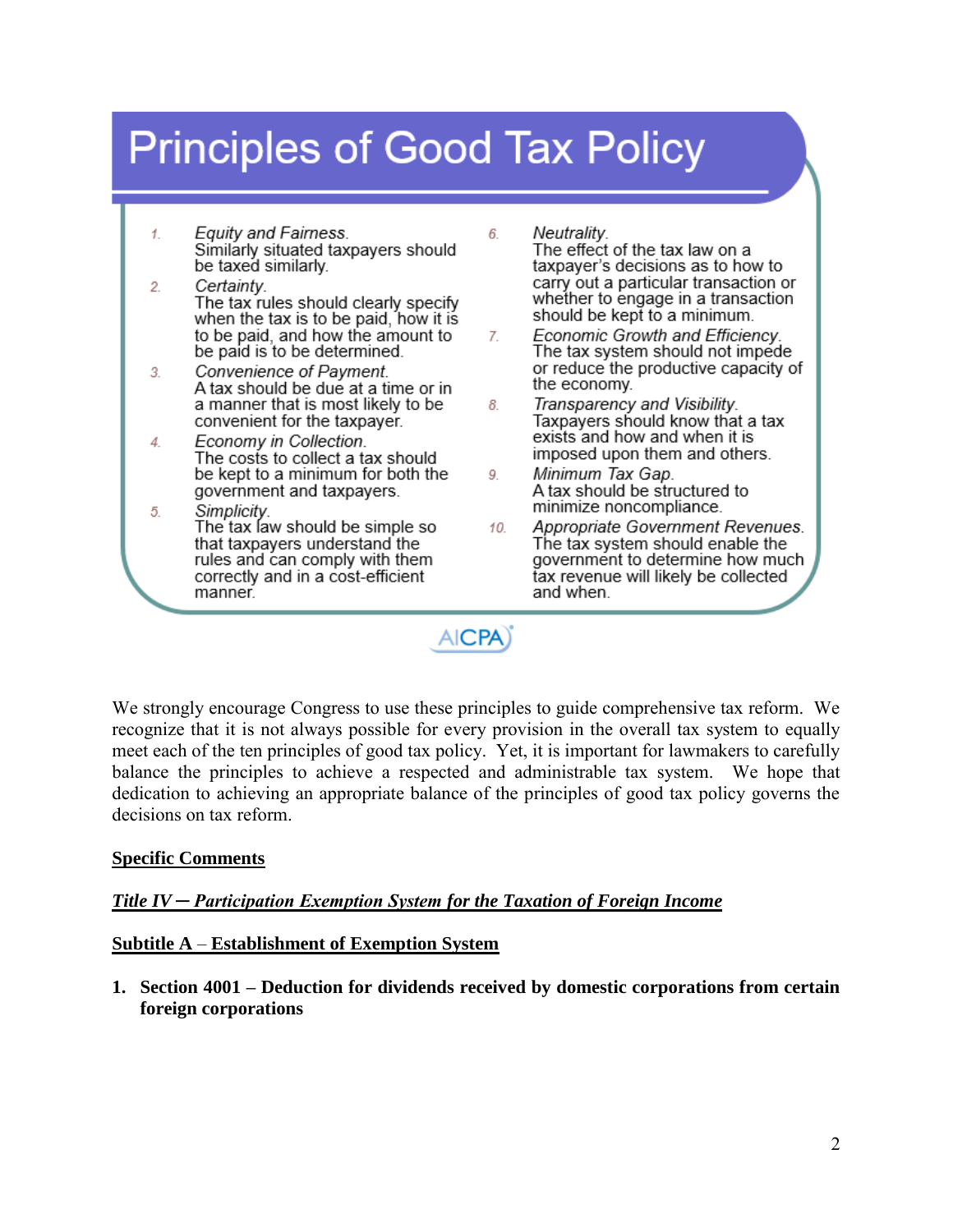## Principles of Good Tax Policy

1. *Equity and Fairness.* Similarly situated taxpayers should be taxed similarly.
2. *Certainty.* The tax rules should clearly specify when the tax is to be paid, how it is to be paid, and how the amount to be paid is to be determined.
3. *Convenience of Payment.* A tax should be due at a time or in a manner that is most likely to be convenient for the taxpayer.
4. *Economy in Collection.* The costs to collect a tax should be kept to a minimum for both the government and taxpayers.
5. *Simplicity.* The tax law should be simple so that taxpayers understand the rules and can comply with them correctly and in a cost-efficient manner.
6. *Neutrality.* The effect of the tax law on a taxpayer's decisions as to how to carry out a particular transaction or whether to engage in a transaction should be kept to a minimum.
7. *Economic Growth and Efficiency.* The tax system should not impede or reduce the productive capacity of the economy.
8. *Transparency and Visibility.* Taxpayers should know that a tax exists and how and when it is imposed upon them and others.
9. *Minimum Tax Gap.* A tax should be structured to minimize noncompliance.
10. *Appropriate Government Revenues.* The tax system should enable the government to determine how much tax revenue will likely be collected and when.

AICPA

We strongly encourage Congress to use these principles to guide comprehensive tax reform. We recognize that it is not always possible for every provision in the overall tax system to equally meet each of the ten principles of good tax policy. Yet, it is important for lawmakers to carefully balance the principles to achieve a respected and administrable tax system. We hope that dedication to achieving an appropriate balance of the principles of good tax policy governs the decisions on tax reform.

**Specific Comments**

***Title IV ─ Participation Exemption System for the Taxation of Foreign Income***

**Subtitle A – Establishment of Exemption System**

1. **Section 4001 – Deduction for dividends received by domestic corporations from certain foreign corporations**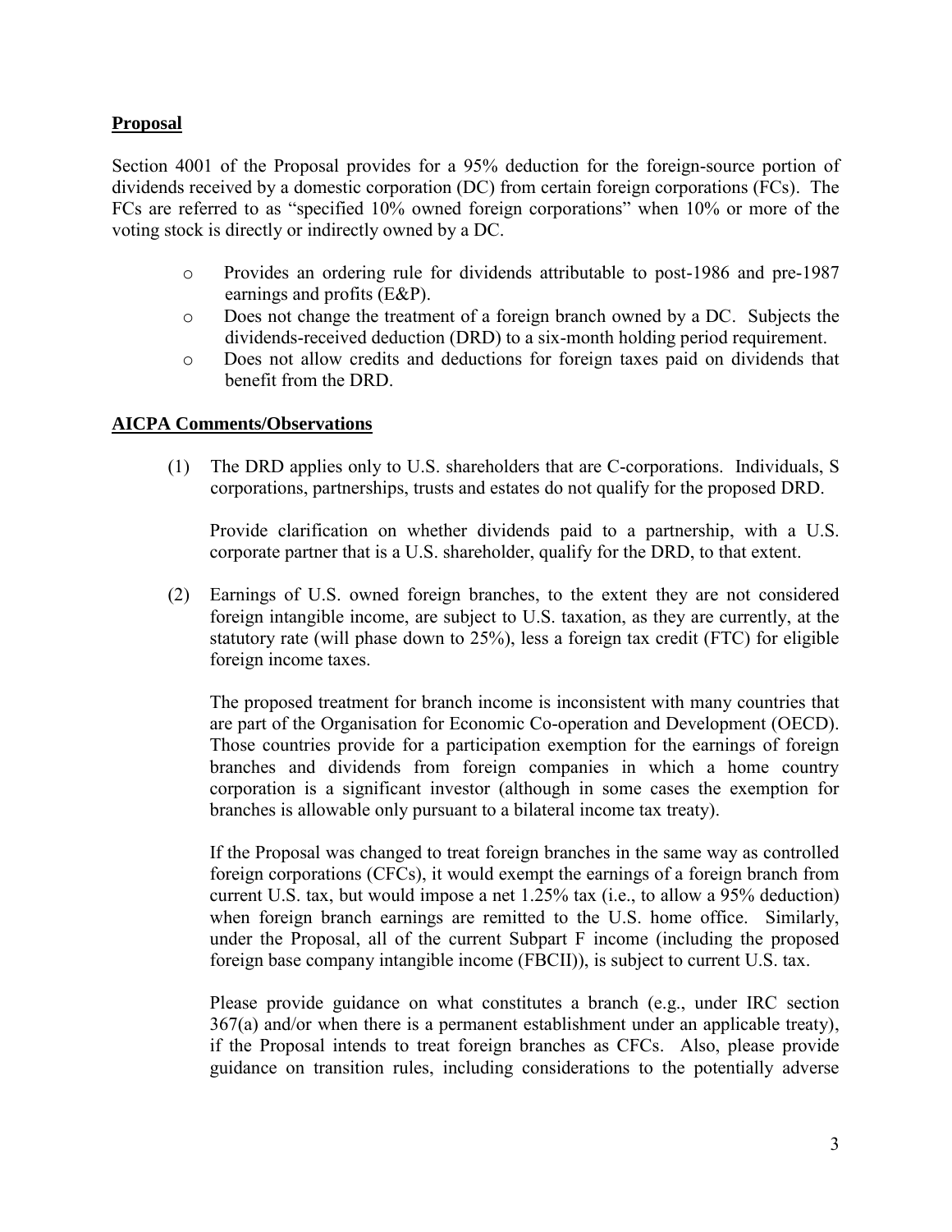## Proposal

Section 4001 of the Proposal provides for a 95% deduction for the foreign-source portion of dividends received by a domestic corporation (DC) from certain foreign corporations (FCs). The FCs are referred to as "specified 10% owned foreign corporations" when 10% or more of the voting stock is directly or indirectly owned by a DC.

- Provides an ordering rule for dividends attributable to post-1986 and pre-1987 earnings and profits (E&P).
- Does not change the treatment of a foreign branch owned by a DC. Subjects the dividends-received deduction (DRD) to a six-month holding period requirement.
- Does not allow credits and deductions for foreign taxes paid on dividends that benefit from the DRD.

## AICPA Comments/Observations

(1) The DRD applies only to U.S. shareholders that are C-corporations. Individuals, S corporations, partnerships, trusts and estates do not qualify for the proposed DRD.

Provide clarification on whether dividends paid to a partnership, with a U.S. corporate partner that is a U.S. shareholder, qualify for the DRD, to that extent.

(2) Earnings of U.S. owned foreign branches, to the extent they are not considered foreign intangible income, are subject to U.S. taxation, as they are currently, at the statutory rate (will phase down to 25%), less a foreign tax credit (FTC) for eligible foreign income taxes.

The proposed treatment for branch income is inconsistent with many countries that are part of the Organisation for Economic Co-operation and Development (OECD). Those countries provide for a participation exemption for the earnings of foreign branches and dividends from foreign companies in which a home country corporation is a significant investor (although in some cases the exemption for branches is allowable only pursuant to a bilateral income tax treaty).

If the Proposal was changed to treat foreign branches in the same way as controlled foreign corporations (CFCs), it would exempt the earnings of a foreign branch from current U.S. tax, but would impose a net 1.25% tax (i.e., to allow a 95% deduction) when foreign branch earnings are remitted to the U.S. home office. Similarly, under the Proposal, all of the current Subpart F income (including the proposed foreign base company intangible income (FBCII)), is subject to current U.S. tax.

Please provide guidance on what constitutes a branch (e.g., under IRC section 367(a) and/or when there is a permanent establishment under an applicable treaty), if the Proposal intends to treat foreign branches as CFCs. Also, please provide guidance on transition rules, including considerations to the potentially adverse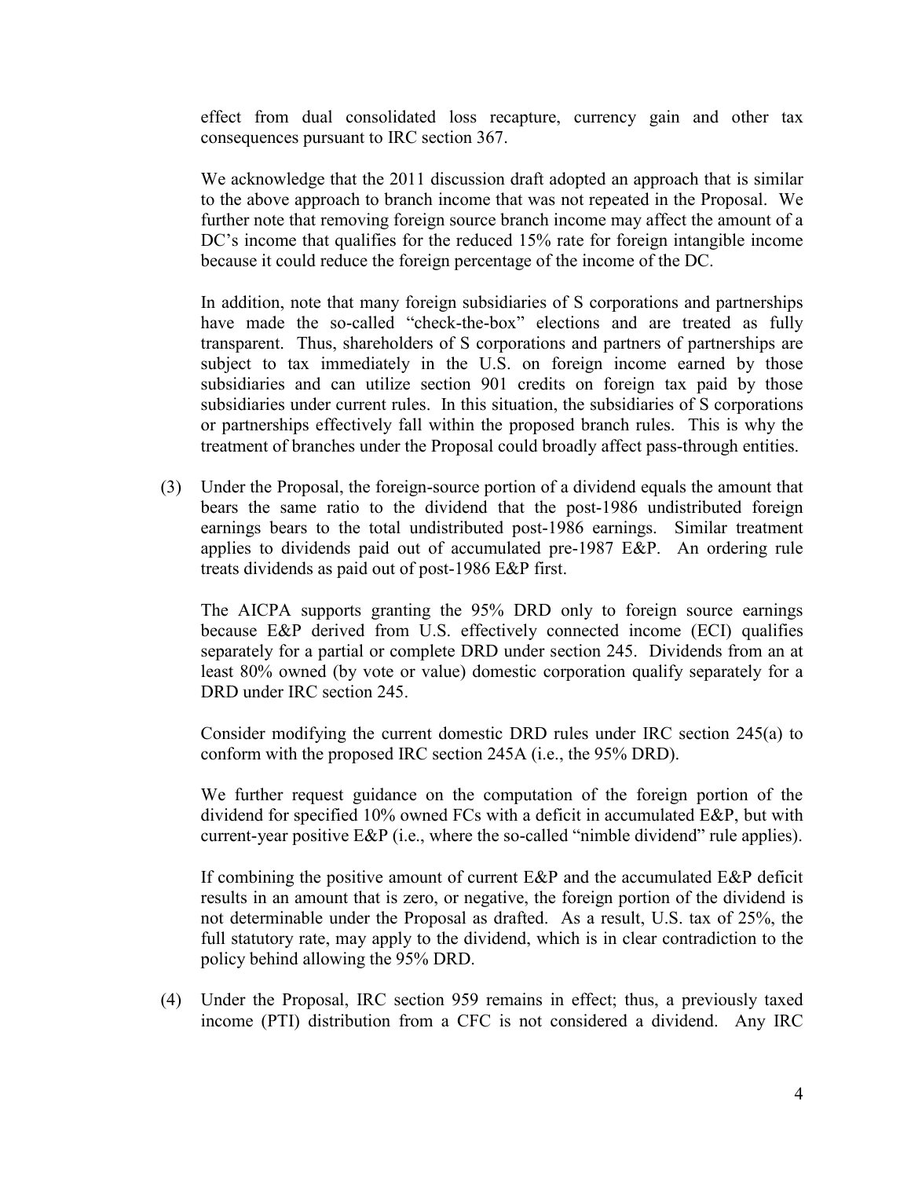effect from dual consolidated loss recapture, currency gain and other tax consequences pursuant to IRC section 367.

We acknowledge that the 2011 discussion draft adopted an approach that is similar to the above approach to branch income that was not repeated in the Proposal. We further note that removing foreign source branch income may affect the amount of a DC's income that qualifies for the reduced 15% rate for foreign intangible income because it could reduce the foreign percentage of the income of the DC.

In addition, note that many foreign subsidiaries of S corporations and partnerships have made the so-called "check-the-box" elections and are treated as fully transparent. Thus, shareholders of S corporations and partners of partnerships are subject to tax immediately in the U.S. on foreign income earned by those subsidiaries and can utilize section 901 credits on foreign tax paid by those subsidiaries under current rules. In this situation, the subsidiaries of S corporations or partnerships effectively fall within the proposed branch rules. This is why the treatment of branches under the Proposal could broadly affect pass-through entities.

(3) Under the Proposal, the foreign-source portion of a dividend equals the amount that bears the same ratio to the dividend that the post-1986 undistributed foreign earnings bears to the total undistributed post-1986 earnings. Similar treatment applies to dividends paid out of accumulated pre-1987 E&P. An ordering rule treats dividends as paid out of post-1986 E&P first.

The AICPA supports granting the 95% DRD only to foreign source earnings because E&P derived from U.S. effectively connected income (ECI) qualifies separately for a partial or complete DRD under section 245. Dividends from an at least 80% owned (by vote or value) domestic corporation qualify separately for a DRD under IRC section 245.

Consider modifying the current domestic DRD rules under IRC section 245(a) to conform with the proposed IRC section 245A (i.e., the 95% DRD).

We further request guidance on the computation of the foreign portion of the dividend for specified 10% owned FCs with a deficit in accumulated E&P, but with current-year positive E&P (i.e., where the so-called "nimble dividend" rule applies).

If combining the positive amount of current E&P and the accumulated E&P deficit results in an amount that is zero, or negative, the foreign portion of the dividend is not determinable under the Proposal as drafted. As a result, U.S. tax of 25%, the full statutory rate, may apply to the dividend, which is in clear contradiction to the policy behind allowing the 95% DRD.

(4) Under the Proposal, IRC section 959 remains in effect; thus, a previously taxed income (PTI) distribution from a CFC is not considered a dividend. Any IRC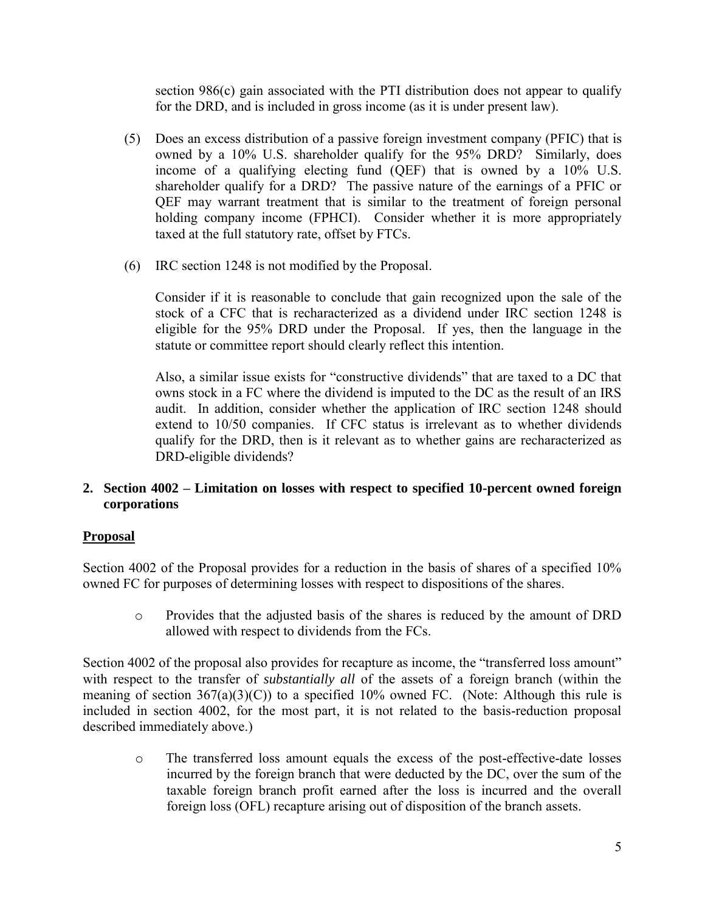section 986(c) gain associated with the PTI distribution does not appear to qualify for the DRD, and is included in gross income (as it is under present law).

(5) Does an excess distribution of a passive foreign investment company (PFIC) that is owned by a 10% U.S. shareholder qualify for the 95% DRD? Similarly, does income of a qualifying electing fund (QEF) that is owned by a 10% U.S. shareholder qualify for a DRD? The passive nature of the earnings of a PFIC or QEF may warrant treatment that is similar to the treatment of foreign personal holding company income (FPHCI). Consider whether it is more appropriately taxed at the full statutory rate, offset by FTCs.

(6) IRC section 1248 is not modified by the Proposal.

Consider if it is reasonable to conclude that gain recognized upon the sale of the stock of a CFC that is recharacterized as a dividend under IRC section 1248 is eligible for the 95% DRD under the Proposal. If yes, then the language in the statute or committee report should clearly reflect this intention.

Also, a similar issue exists for "constructive dividends" that are taxed to a DC that owns stock in a FC where the dividend is imputed to the DC as the result of an IRS audit. In addition, consider whether the application of IRC section 1248 should extend to 10/50 companies. If CFC status is irrelevant as to whether dividends qualify for the DRD, then is it relevant as to whether gains are recharacterized as DRD-eligible dividends?

## 2. Section 4002 – Limitation on losses with respect to specified 10-percent owned foreign corporations

### Proposal

Section 4002 of the Proposal provides for a reduction in the basis of shares of a specified 10% owned FC for purposes of determining losses with respect to dispositions of the shares.

- Provides that the adjusted basis of the shares is reduced by the amount of DRD allowed with respect to dividends from the FCs.

Section 4002 of the proposal also provides for recapture as income, the "transferred loss amount" with respect to the transfer of *substantially all* of the assets of a foreign branch (within the meaning of section 367(a)(3)(C)) to a specified 10% owned FC. (Note: Although this rule is included in section 4002, for the most part, it is not related to the basis-reduction proposal described immediately above.)

- The transferred loss amount equals the excess of the post-effective-date losses incurred by the foreign branch that were deducted by the DC, over the sum of the taxable foreign branch profit earned after the loss is incurred and the overall foreign loss (OFL) recapture arising out of disposition of the branch assets.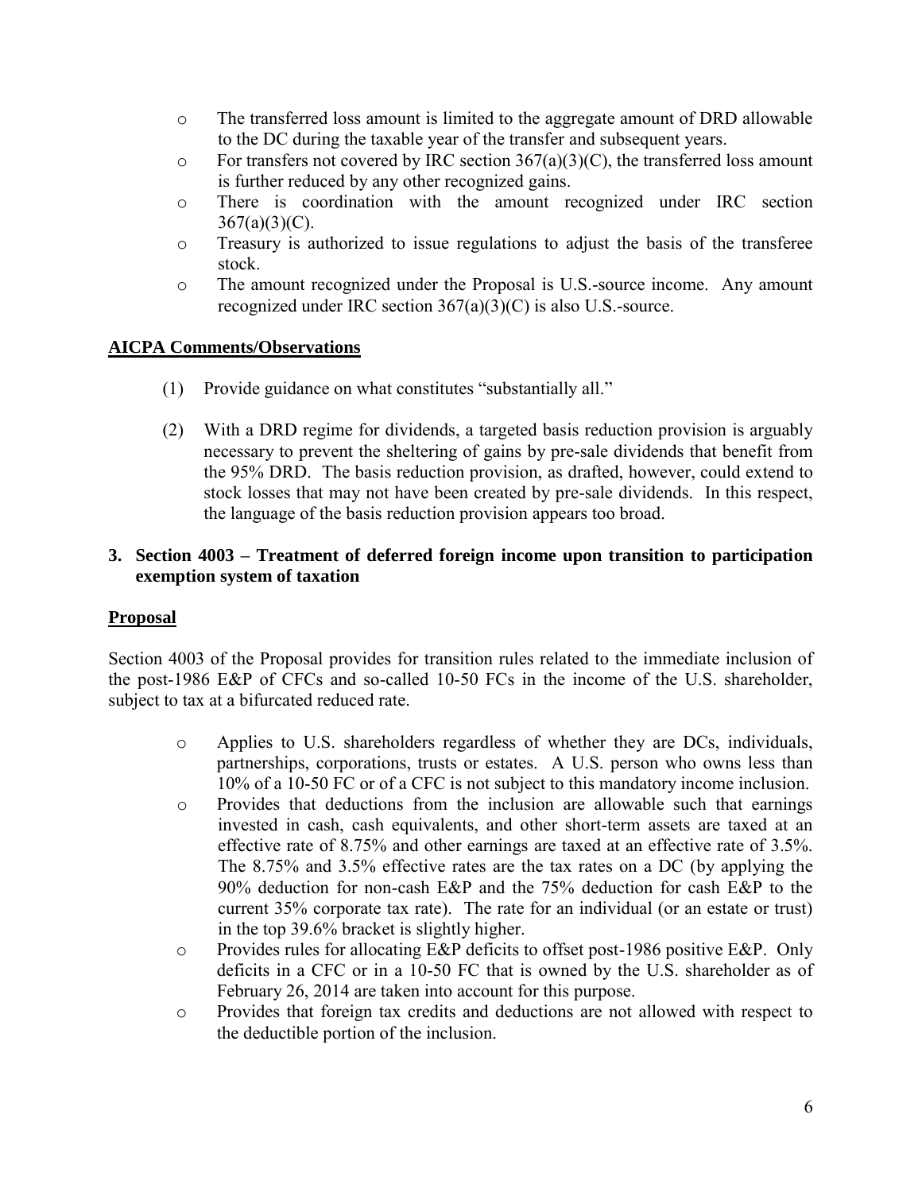- The transferred loss amount is limited to the aggregate amount of DRD allowable to the DC during the taxable year of the transfer and subsequent years.
- For transfers not covered by IRC section 367(a)(3)(C), the transferred loss amount is further reduced by any other recognized gains.
- There is coordination with the amount recognized under IRC section 367(a)(3)(C).
- Treasury is authorized to issue regulations to adjust the basis of the transferee stock.
- The amount recognized under the Proposal is U.S.-source income. Any amount recognized under IRC section 367(a)(3)(C) is also U.S.-source.

**AICPA Comments/Observations**

(1) Provide guidance on what constitutes "substantially all."

(2) With a DRD regime for dividends, a targeted basis reduction provision is arguably necessary to prevent the sheltering of gains by pre-sale dividends that benefit from the 95% DRD. The basis reduction provision, as drafted, however, could extend to stock losses that may not have been created by pre-sale dividends. In this respect, the language of the basis reduction provision appears too broad.

**3. Section 4003 – Treatment of deferred foreign income upon transition to participation exemption system of taxation**

**Proposal**

Section 4003 of the Proposal provides for transition rules related to the immediate inclusion of the post-1986 E&P of CFCs and so-called 10-50 FCs in the income of the U.S. shareholder, subject to tax at a bifurcated reduced rate.

- Applies to U.S. shareholders regardless of whether they are DCs, individuals, partnerships, corporations, trusts or estates. A U.S. person who owns less than 10% of a 10-50 FC or of a CFC is not subject to this mandatory income inclusion.
- Provides that deductions from the inclusion are allowable such that earnings invested in cash, cash equivalents, and other short-term assets are taxed at an effective rate of 8.75% and other earnings are taxed at an effective rate of 3.5%. The 8.75% and 3.5% effective rates are the tax rates on a DC (by applying the 90% deduction for non-cash E&P and the 75% deduction for cash E&P to the current 35% corporate tax rate). The rate for an individual (or an estate or trust) in the top 39.6% bracket is slightly higher.
- Provides rules for allocating E&P deficits to offset post-1986 positive E&P. Only deficits in a CFC or in a 10-50 FC that is owned by the U.S. shareholder as of February 26, 2014 are taken into account for this purpose.
- Provides that foreign tax credits and deductions are not allowed with respect to the deductible portion of the inclusion.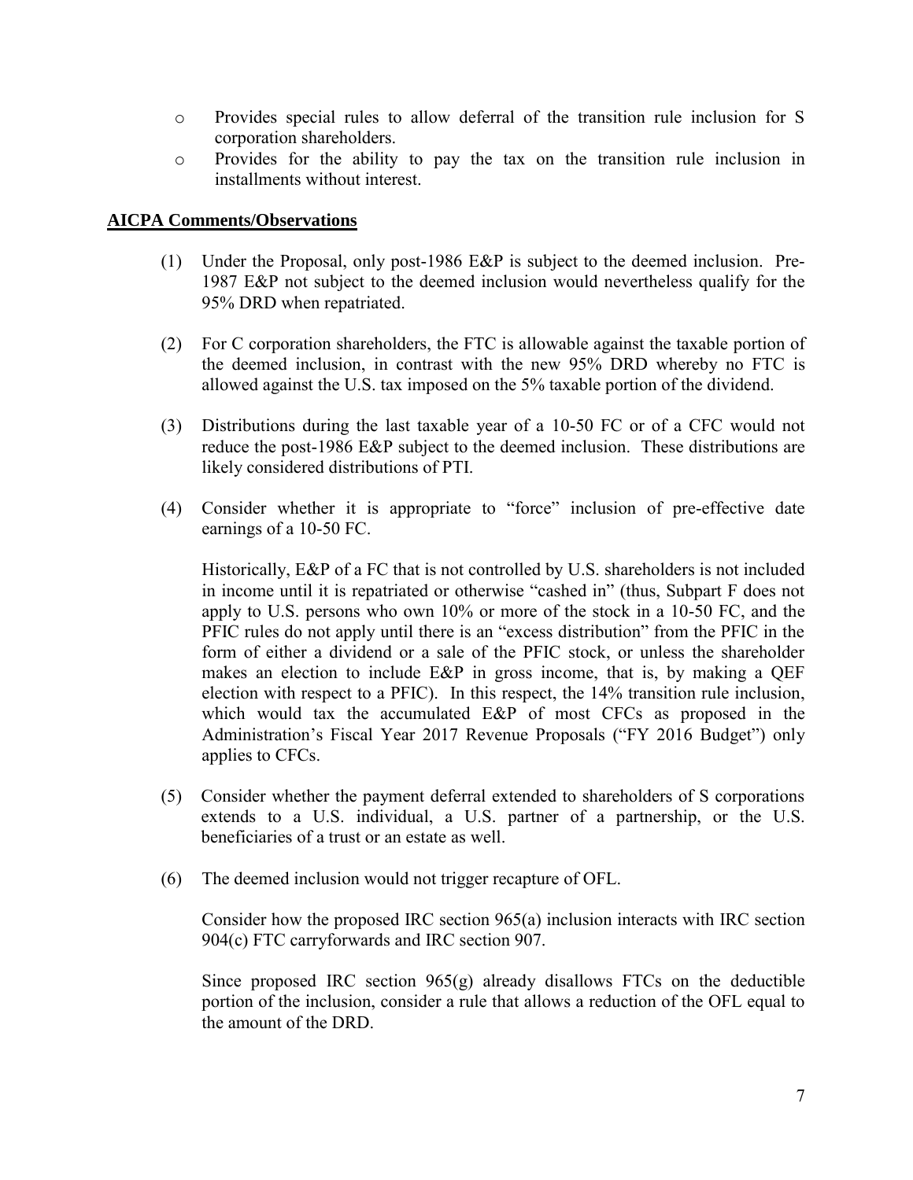- Provides special rules to allow deferral of the transition rule inclusion for S corporation shareholders.
- Provides for the ability to pay the tax on the transition rule inclusion in installments without interest.

**AICPA Comments/Observations**

(1) Under the Proposal, only post-1986 E&P is subject to the deemed inclusion. Pre-1987 E&P not subject to the deemed inclusion would nevertheless qualify for the 95% DRD when repatriated.

(2) For C corporation shareholders, the FTC is allowable against the taxable portion of the deemed inclusion, in contrast with the new 95% DRD whereby no FTC is allowed against the U.S. tax imposed on the 5% taxable portion of the dividend.

(3) Distributions during the last taxable year of a 10-50 FC or of a CFC would not reduce the post-1986 E&P subject to the deemed inclusion. These distributions are likely considered distributions of PTI.

(4) Consider whether it is appropriate to "force" inclusion of pre-effective date earnings of a 10-50 FC.

Historically, E&P of a FC that is not controlled by U.S. shareholders is not included in income until it is repatriated or otherwise "cashed in" (thus, Subpart F does not apply to U.S. persons who own 10% or more of the stock in a 10-50 FC, and the PFIC rules do not apply until there is an "excess distribution" from the PFIC in the form of either a dividend or a sale of the PFIC stock, or unless the shareholder makes an election to include E&P in gross income, that is, by making a QEF election with respect to a PFIC). In this respect, the 14% transition rule inclusion, which would tax the accumulated E&P of most CFCs as proposed in the Administration's Fiscal Year 2017 Revenue Proposals ("FY 2016 Budget") only applies to CFCs.

(5) Consider whether the payment deferral extended to shareholders of S corporations extends to a U.S. individual, a U.S. partner of a partnership, or the U.S. beneficiaries of a trust or an estate as well.

(6) The deemed inclusion would not trigger recapture of OFL.

Consider how the proposed IRC section 965(a) inclusion interacts with IRC section 904(c) FTC carryforwards and IRC section 907.

Since proposed IRC section 965(g) already disallows FTCs on the deductible portion of the inclusion, consider a rule that allows a reduction of the OFL equal to the amount of the DRD.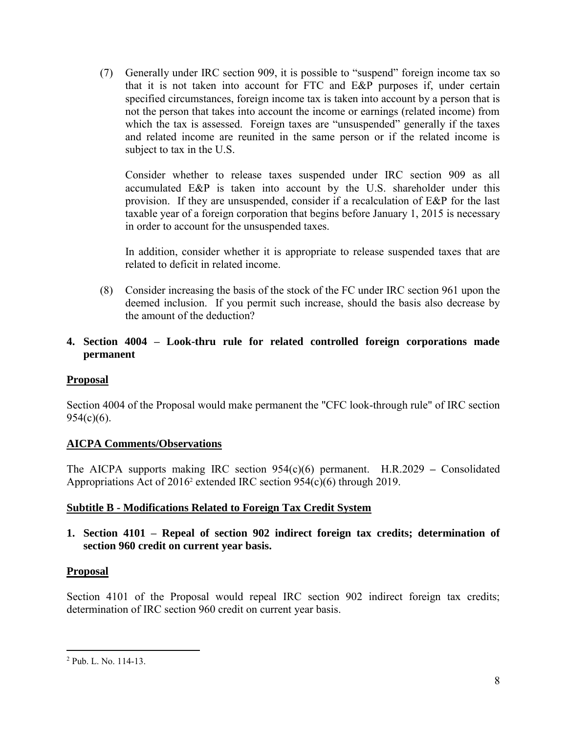(7) Generally under IRC section 909, it is possible to "suspend" foreign income tax so that it is not taken into account for FTC and E&P purposes if, under certain specified circumstances, foreign income tax is taken into account by a person that is not the person that takes into account the income or earnings (related income) from which the tax is assessed. Foreign taxes are "unsuspended" generally if the taxes and related income are reunited in the same person or if the related income is subject to tax in the U.S.

Consider whether to release taxes suspended under IRC section 909 as all accumulated E&P is taken into account by the U.S. shareholder under this provision. If they are unsuspended, consider if a recalculation of E&P for the last taxable year of a foreign corporation that begins before January 1, 2015 is necessary in order to account for the unsuspended taxes.

In addition, consider whether it is appropriate to release suspended taxes that are related to deficit in related income.

(8) Consider increasing the basis of the stock of the FC under IRC section 961 upon the deemed inclusion. If you permit such increase, should the basis also decrease by the amount of the deduction?

**4. Section 4004 – Look-thru rule for related controlled foreign corporations made permanent**

**<u>Proposal</u>**

Section 4004 of the Proposal would make permanent the "CFC look-through rule" of IRC section 954(c)(6).

**<u>AICPA Comments/Observations</u>**

The AICPA supports making IRC section 954(c)(6) permanent. H.R.2029 – Consolidated Appropriations Act of 2016[2] extended IRC section 954(c)(6) through 2019.

**<u>Subtitle B - Modifications Related to Foreign Tax Credit System</u>**

**1. Section 4101 – Repeal of section 902 indirect foreign tax credits; determination of section 960 credit on current year basis.**

**<u>Proposal</u>**

Section 4101 of the Proposal would repeal IRC section 902 indirect foreign tax credits; determination of IRC section 960 credit on current year basis.

---

[2] Pub. L. No. 114-13.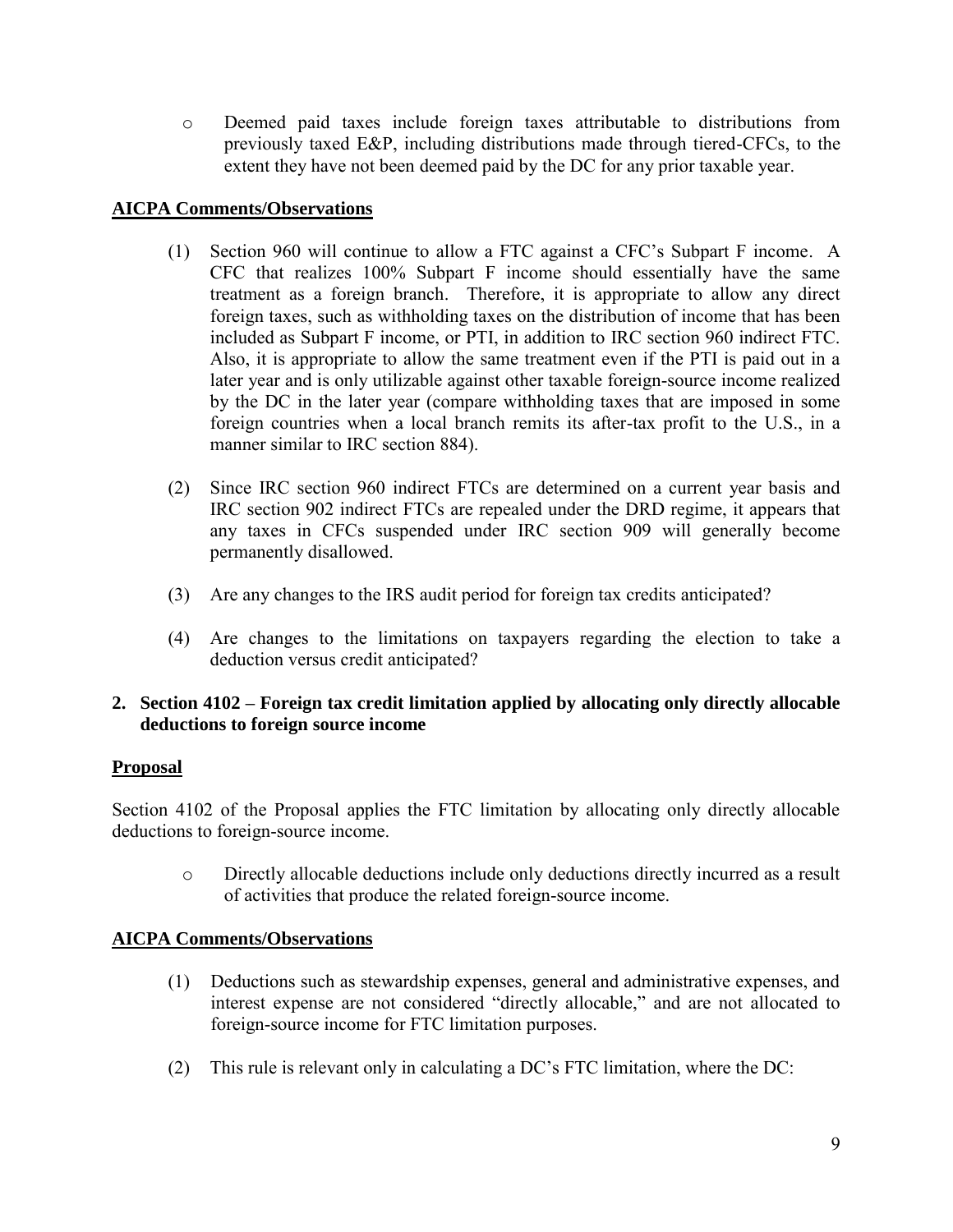- Deemed paid taxes include foreign taxes attributable to distributions from previously taxed E&P, including distributions made through tiered-CFCs, to the extent they have not been deemed paid by the DC for any prior taxable year.

**AICPA Comments/Observations**

(1) Section 960 will continue to allow a FTC against a CFC's Subpart F income. A CFC that realizes 100% Subpart F income should essentially have the same treatment as a foreign branch. Therefore, it is appropriate to allow any direct foreign taxes, such as withholding taxes on the distribution of income that has been included as Subpart F income, or PTI, in addition to IRC section 960 indirect FTC. Also, it is appropriate to allow the same treatment even if the PTI is paid out in a later year and is only utilizable against other taxable foreign-source income realized by the DC in the later year (compare withholding taxes that are imposed in some foreign countries when a local branch remits its after-tax profit to the U.S., in a manner similar to IRC section 884).

(2) Since IRC section 960 indirect FTCs are determined on a current year basis and IRC section 902 indirect FTCs are repealed under the DRD regime, it appears that any taxes in CFCs suspended under IRC section 909 will generally become permanently disallowed.

(3) Are any changes to the IRS audit period for foreign tax credits anticipated?

(4) Are changes to the limitations on taxpayers regarding the election to take a deduction versus credit anticipated?

## 2. Section 4102 – Foreign tax credit limitation applied by allocating only directly allocable deductions to foreign source income

**Proposal**

Section 4102 of the Proposal applies the FTC limitation by allocating only directly allocable deductions to foreign-source income.

- Directly allocable deductions include only deductions directly incurred as a result of activities that produce the related foreign-source income.

**AICPA Comments/Observations**

(1) Deductions such as stewardship expenses, general and administrative expenses, and interest expense are not considered "directly allocable," and are not allocated to foreign-source income for FTC limitation purposes.

(2) This rule is relevant only in calculating a DC's FTC limitation, where the DC: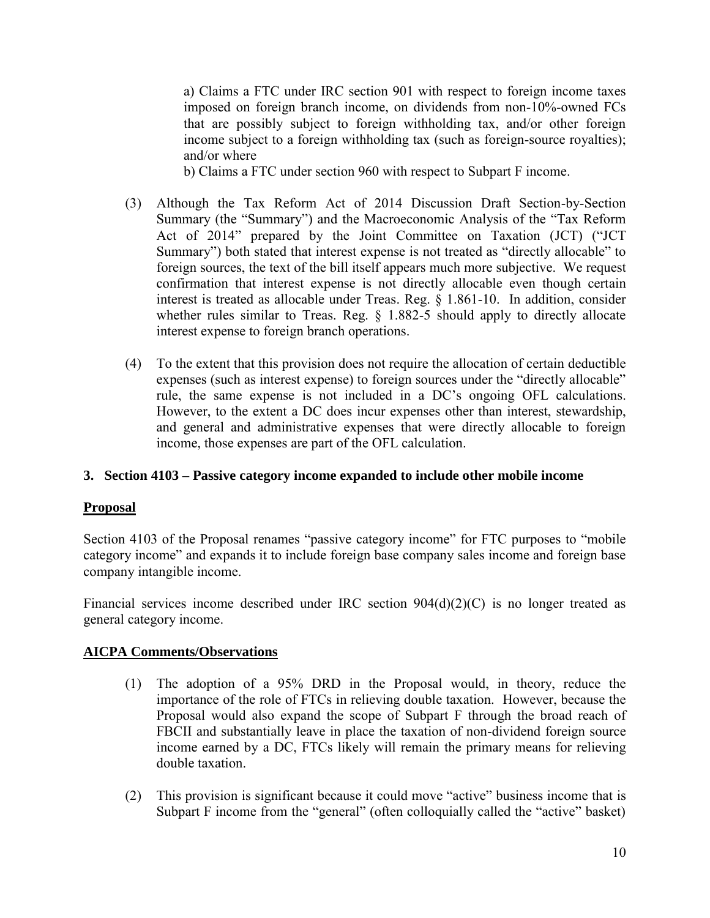a) Claims a FTC under IRC section 901 with respect to foreign income taxes imposed on foreign branch income, on dividends from non-10%-owned FCs that are possibly subject to foreign withholding tax, and/or other foreign income subject to a foreign withholding tax (such as foreign-source royalties); and/or where

b) Claims a FTC under section 960 with respect to Subpart F income.

(3) Although the Tax Reform Act of 2014 Discussion Draft Section-by-Section Summary (the "Summary") and the Macroeconomic Analysis of the "Tax Reform Act of 2014" prepared by the Joint Committee on Taxation (JCT) ("JCT Summary") both stated that interest expense is not treated as "directly allocable" to foreign sources, the text of the bill itself appears much more subjective. We request confirmation that interest expense is not directly allocable even though certain interest is treated as allocable under Treas. Reg. § 1.861-10. In addition, consider whether rules similar to Treas. Reg. § 1.882-5 should apply to directly allocate interest expense to foreign branch operations.

(4) To the extent that this provision does not require the allocation of certain deductible expenses (such as interest expense) to foreign sources under the "directly allocable" rule, the same expense is not included in a DC's ongoing OFL calculations. However, to the extent a DC does incur expenses other than interest, stewardship, and general and administrative expenses that were directly allocable to foreign income, those expenses are part of the OFL calculation.

### 3. Section 4103 – Passive category income expanded to include other mobile income

**Proposal**

Section 4103 of the Proposal renames "passive category income" for FTC purposes to "mobile category income" and expands it to include foreign base company sales income and foreign base company intangible income.

Financial services income described under IRC section 904(d)(2)(C) is no longer treated as general category income.

**AICPA Comments/Observations**

(1) The adoption of a 95% DRD in the Proposal would, in theory, reduce the importance of the role of FTCs in relieving double taxation. However, because the Proposal would also expand the scope of Subpart F through the broad reach of FBCII and substantially leave in place the taxation of non-dividend foreign source income earned by a DC, FTCs likely will remain the primary means for relieving double taxation.

(2) This provision is significant because it could move "active" business income that is Subpart F income from the "general" (often colloquially called the "active" basket)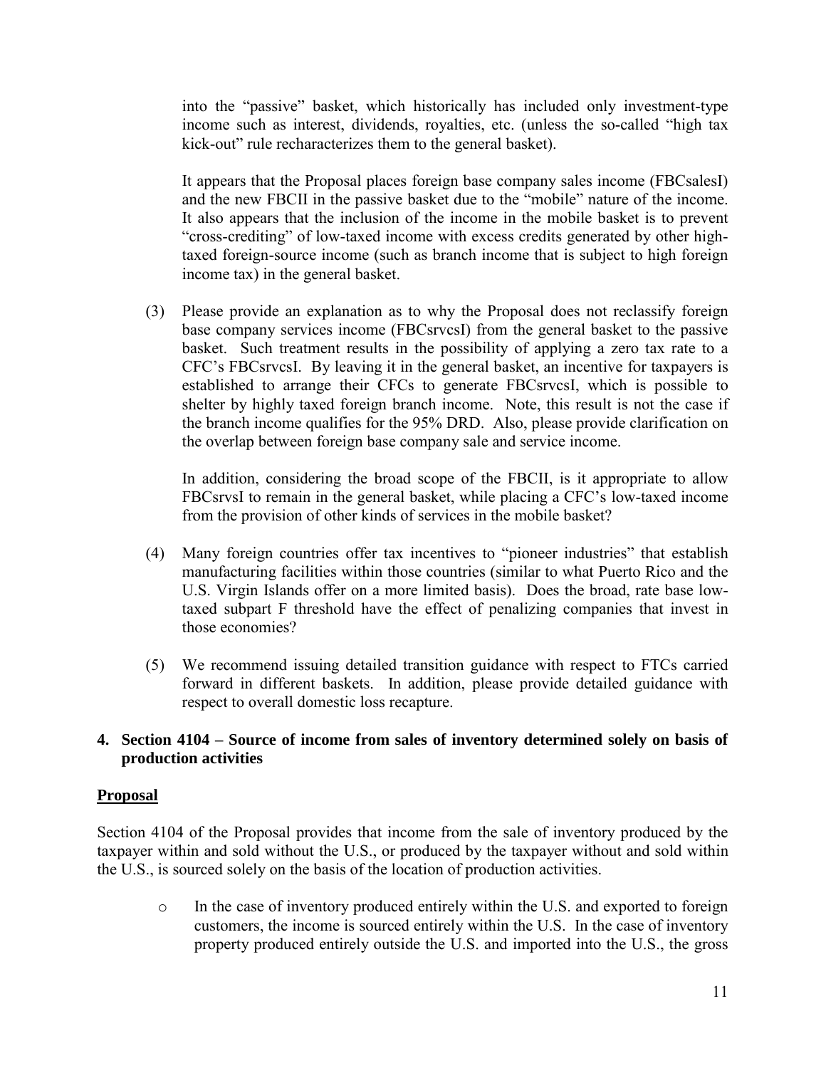into the "passive" basket, which historically has included only investment-type income such as interest, dividends, royalties, etc. (unless the so-called "high tax kick-out" rule recharacterizes them to the general basket).

It appears that the Proposal places foreign base company sales income (FBCsalesI) and the new FBCII in the passive basket due to the "mobile" nature of the income. It also appears that the inclusion of the income in the mobile basket is to prevent "cross-crediting" of low-taxed income with excess credits generated by other high-taxed foreign-source income (such as branch income that is subject to high foreign income tax) in the general basket.

(3) Please provide an explanation as to why the Proposal does not reclassify foreign base company services income (FBCsrvcsI) from the general basket to the passive basket. Such treatment results in the possibility of applying a zero tax rate to a CFC's FBCsrvcsI. By leaving it in the general basket, an incentive for taxpayers is established to arrange their CFCs to generate FBCsrvcsI, which is possible to shelter by highly taxed foreign branch income. Note, this result is not the case if the branch income qualifies for the 95% DRD. Also, please provide clarification on the overlap between foreign base company sale and service income.

In addition, considering the broad scope of the FBCII, is it appropriate to allow FBCsrvsI to remain in the general basket, while placing a CFC's low-taxed income from the provision of other kinds of services in the mobile basket?

(4) Many foreign countries offer tax incentives to "pioneer industries" that establish manufacturing facilities within those countries (similar to what Puerto Rico and the U.S. Virgin Islands offer on a more limited basis). Does the broad, rate base low-taxed subpart F threshold have the effect of penalizing companies that invest in those economies?

(5) We recommend issuing detailed transition guidance with respect to FTCs carried forward in different baskets. In addition, please provide detailed guidance with respect to overall domestic loss recapture.

## 4. Section 4104 – Source of income from sales of inventory determined solely on basis of production activities

### Proposal

Section 4104 of the Proposal provides that income from the sale of inventory produced by the taxpayer within and sold without the U.S., or produced by the taxpayer without and sold within the U.S., is sourced solely on the basis of the location of production activities.

- In the case of inventory produced entirely within the U.S. and exported to foreign customers, the income is sourced entirely within the U.S. In the case of inventory property produced entirely outside the U.S. and imported into the U.S., the gross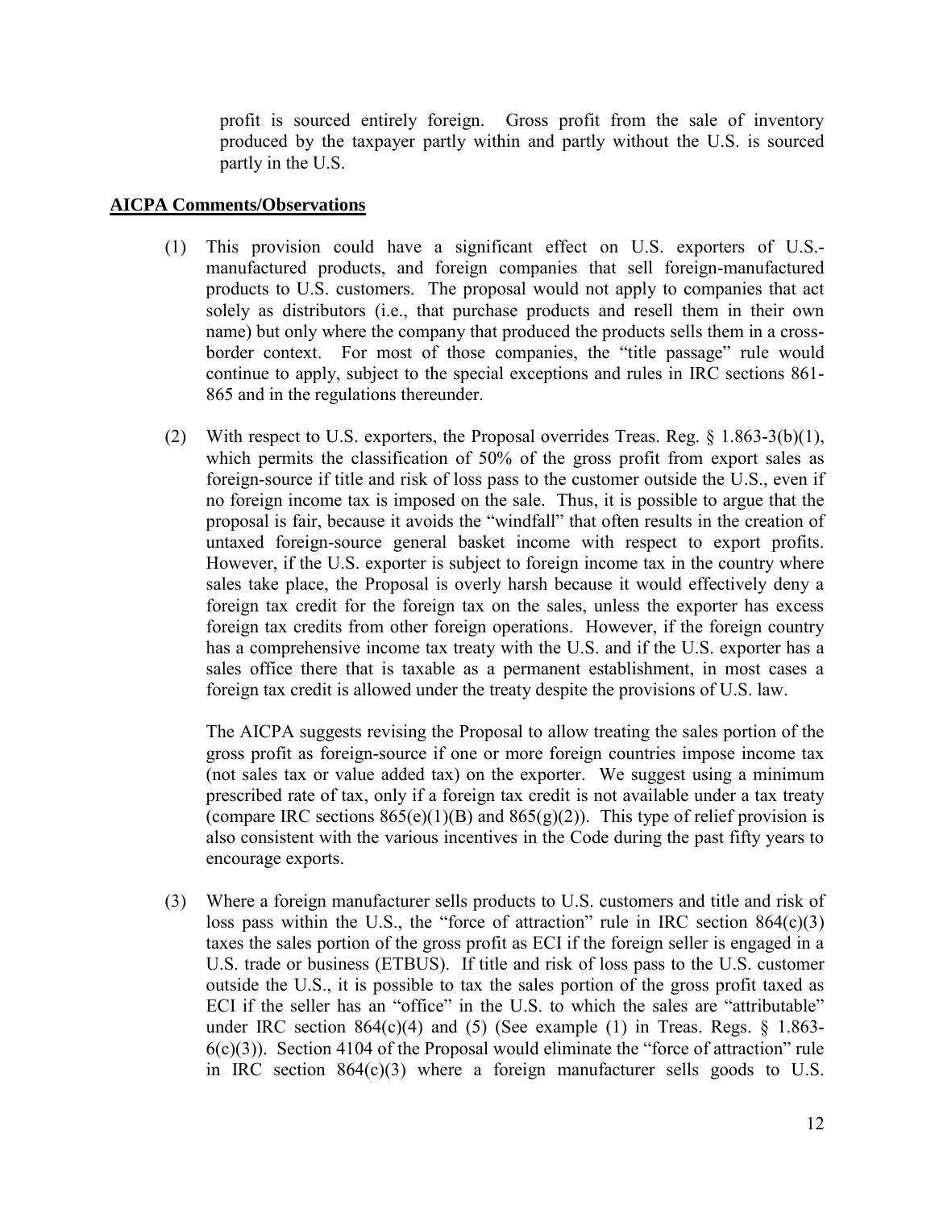profit is sourced entirely foreign. Gross profit from the sale of inventory produced by the taxpayer partly within and partly without the U.S. is sourced partly in the U.S.

**AICPA Comments/Observations**

(1) This provision could have a significant effect on U.S. exporters of U.S.-manufactured products, and foreign companies that sell foreign-manufactured products to U.S. customers. The proposal would not apply to companies that act solely as distributors (i.e., that purchase products and resell them in their own name) but only where the company that produced the products sells them in a cross-border context. For most of those companies, the "title passage" rule would continue to apply, subject to the special exceptions and rules in IRC sections 861-865 and in the regulations thereunder.

(2) With respect to U.S. exporters, the Proposal overrides Treas. Reg. § 1.863-3(b)(1), which permits the classification of 50% of the gross profit from export sales as foreign-source if title and risk of loss pass to the customer outside the U.S., even if no foreign income tax is imposed on the sale. Thus, it is possible to argue that the proposal is fair, because it avoids the "windfall" that often results in the creation of untaxed foreign-source general basket income with respect to export profits. However, if the U.S. exporter is subject to foreign income tax in the country where sales take place, the Proposal is overly harsh because it would effectively deny a foreign tax credit for the foreign tax on the sales, unless the exporter has excess foreign tax credits from other foreign operations. However, if the foreign country has a comprehensive income tax treaty with the U.S. and if the U.S. exporter has a sales office there that is taxable as a permanent establishment, in most cases a foreign tax credit is allowed under the treaty despite the provisions of U.S. law.

The AICPA suggests revising the Proposal to allow treating the sales portion of the gross profit as foreign-source if one or more foreign countries impose income tax (not sales tax or value added tax) on the exporter. We suggest using a minimum prescribed rate of tax, only if a foreign tax credit is not available under a tax treaty (compare IRC sections 865(e)(1)(B) and 865(g)(2)). This type of relief provision is also consistent with the various incentives in the Code during the past fifty years to encourage exports.

(3) Where a foreign manufacturer sells products to U.S. customers and title and risk of loss pass within the U.S., the "force of attraction" rule in IRC section 864(c)(3) taxes the sales portion of the gross profit as ECI if the foreign seller is engaged in a U.S. trade or business (ETBUS). If title and risk of loss pass to the U.S. customer outside the U.S., it is possible to tax the sales portion of the gross profit taxed as ECI if the seller has an "office" in the U.S. to which the sales are "attributable" under IRC section 864(c)(4) and (5) (See example (1) in Treas. Regs. § 1.863-6(c)(3)). Section 4104 of the Proposal would eliminate the "force of attraction" rule in IRC section 864(c)(3) where a foreign manufacturer sells goods to U.S.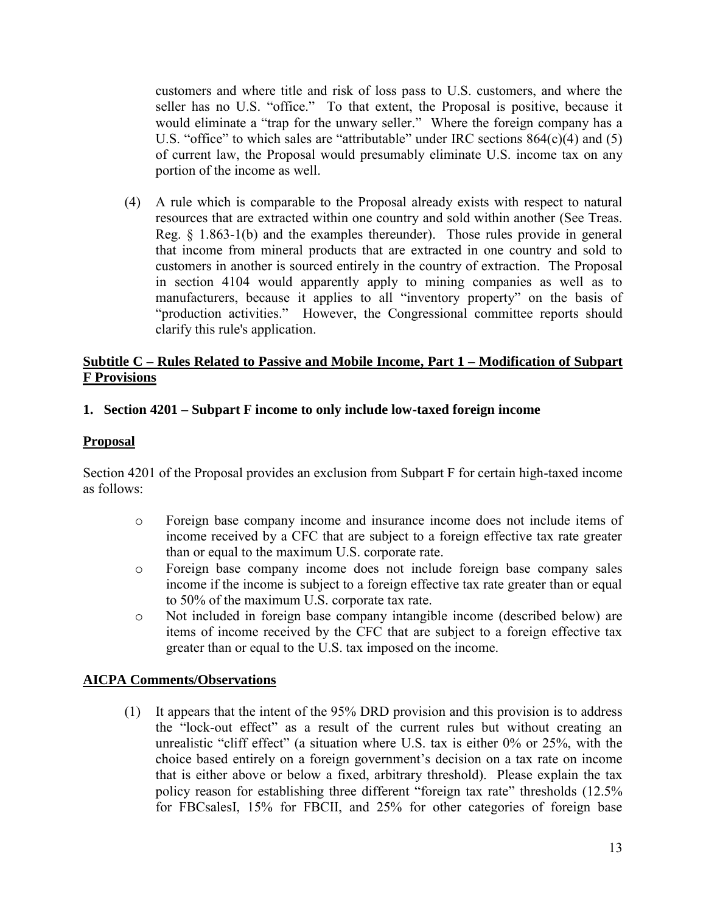customers and where title and risk of loss pass to U.S. customers, and where the seller has no U.S. "office." To that extent, the Proposal is positive, because it would eliminate a "trap for the unwary seller." Where the foreign company has a U.S. "office" to which sales are "attributable" under IRC sections 864(c)(4) and (5) of current law, the Proposal would presumably eliminate U.S. income tax on any portion of the income as well.

(4) A rule which is comparable to the Proposal already exists with respect to natural resources that are extracted within one country and sold within another (See Treas. Reg. § 1.863-1(b) and the examples thereunder). Those rules provide in general that income from mineral products that are extracted in one country and sold to customers in another is sourced entirely in the country of extraction. The Proposal in section 4104 would apparently apply to mining companies as well as to manufacturers, because it applies to all "inventory property" on the basis of "production activities." However, the Congressional committee reports should clarify this rule's application.

## Subtitle C – Rules Related to Passive and Mobile Income, Part 1 – Modification of Subpart F Provisions

### 1. Section 4201 – Subpart F income to only include low-taxed foreign income

**Proposal**

Section 4201 of the Proposal provides an exclusion from Subpart F for certain high-taxed income as follows:

- Foreign base company income and insurance income does not include items of income received by a CFC that are subject to a foreign effective tax rate greater than or equal to the maximum U.S. corporate rate.
- Foreign base company income does not include foreign base company sales income if the income is subject to a foreign effective tax rate greater than or equal to 50% of the maximum U.S. corporate tax rate.
- Not included in foreign base company intangible income (described below) are items of income received by the CFC that are subject to a foreign effective tax greater than or equal to the U.S. tax imposed on the income.

**AICPA Comments/Observations**

(1) It appears that the intent of the 95% DRD provision and this provision is to address the "lock-out effect" as a result of the current rules but without creating an unrealistic "cliff effect" (a situation where U.S. tax is either 0% or 25%, with the choice based entirely on a foreign government's decision on a tax rate on income that is either above or below a fixed, arbitrary threshold). Please explain the tax policy reason for establishing three different "foreign tax rate" thresholds (12.5% for FBCsalesI, 15% for FBCII, and 25% for other categories of foreign base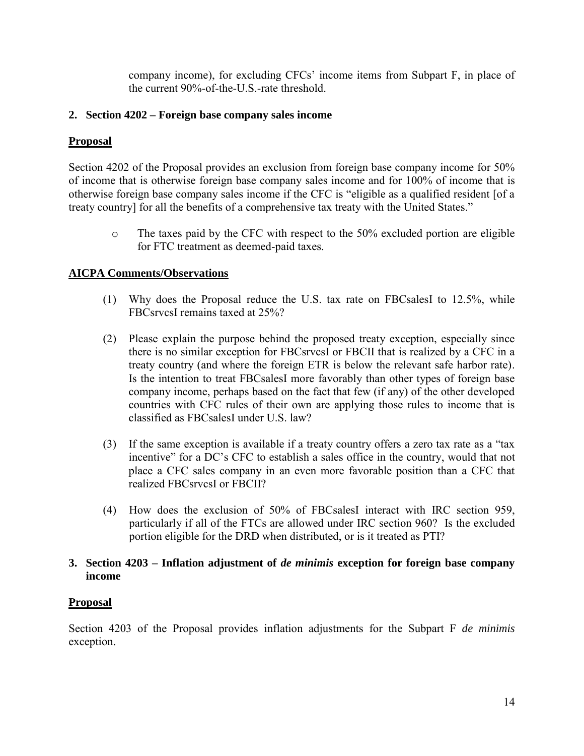company income), for excluding CFCs' income items from Subpart F, in place of the current 90%-of-the-U.S.-rate threshold.

**2. Section 4202 – Foreign base company sales income**

**Proposal**

Section 4202 of the Proposal provides an exclusion from foreign base company income for 50% of income that is otherwise foreign base company sales income and for 100% of income that is otherwise foreign base company sales income if the CFC is "eligible as a qualified resident [of a treaty country] for all the benefits of a comprehensive tax treaty with the United States."

- The taxes paid by the CFC with respect to the 50% excluded portion are eligible for FTC treatment as deemed-paid taxes.

**AICPA Comments/Observations**

(1) Why does the Proposal reduce the U.S. tax rate on FBCsalesI to 12.5%, while FBCsrvcsI remains taxed at 25%?

(2) Please explain the purpose behind the proposed treaty exception, especially since there is no similar exception for FBCsrvcsI or FBCII that is realized by a CFC in a treaty country (and where the foreign ETR is below the relevant safe harbor rate). Is the intention to treat FBCsalesI more favorably than other types of foreign base company income, perhaps based on the fact that few (if any) of the other developed countries with CFC rules of their own are applying those rules to income that is classified as FBCsalesI under U.S. law?

(3) If the same exception is available if a treaty country offers a zero tax rate as a "tax incentive" for a DC's CFC to establish a sales office in the country, would that not place a CFC sales company in an even more favorable position than a CFC that realized FBCsrvcsI or FBCII?

(4) How does the exclusion of 50% of FBCsalesI interact with IRC section 959, particularly if all of the FTCs are allowed under IRC section 960? Is the excluded portion eligible for the DRD when distributed, or is it treated as PTI?

**3. Section 4203 – Inflation adjustment of *de minimis* exception for foreign base company income**

**Proposal**

Section 4203 of the Proposal provides inflation adjustments for the Subpart F *de minimis* exception.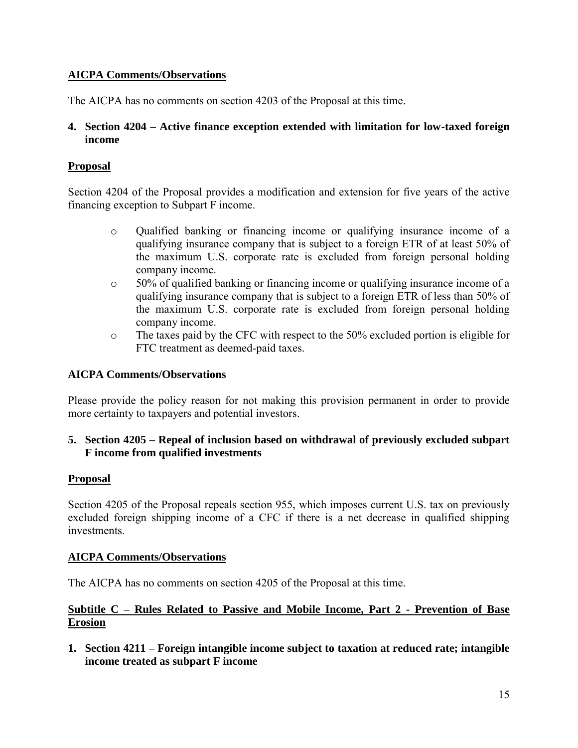**AICPA Comments/Observations**

The AICPA has no comments on section 4203 of the Proposal at this time.

**4. Section 4204 – Active finance exception extended with limitation for low-taxed foreign income**

**Proposal**

Section 4204 of the Proposal provides a modification and extension for five years of the active financing exception to Subpart F income.

- Qualified banking or financing income or qualifying insurance income of a qualifying insurance company that is subject to a foreign ETR of at least 50% of the maximum U.S. corporate rate is excluded from foreign personal holding company income.
- 50% of qualified banking or financing income or qualifying insurance income of a qualifying insurance company that is subject to a foreign ETR of less than 50% of the maximum U.S. corporate rate is excluded from foreign personal holding company income.
- The taxes paid by the CFC with respect to the 50% excluded portion is eligible for FTC treatment as deemed-paid taxes.

**AICPA Comments/Observations**

Please provide the policy reason for not making this provision permanent in order to provide more certainty to taxpayers and potential investors.

**5. Section 4205 – Repeal of inclusion based on withdrawal of previously excluded subpart F income from qualified investments**

**Proposal**

Section 4205 of the Proposal repeals section 955, which imposes current U.S. tax on previously excluded foreign shipping income of a CFC if there is a net decrease in qualified shipping investments.

**AICPA Comments/Observations**

The AICPA has no comments on section 4205 of the Proposal at this time.

**Subtitle C – Rules Related to Passive and Mobile Income, Part 2 - Prevention of Base Erosion**

**1. Section 4211 – Foreign intangible income subject to taxation at reduced rate; intangible income treated as subpart F income**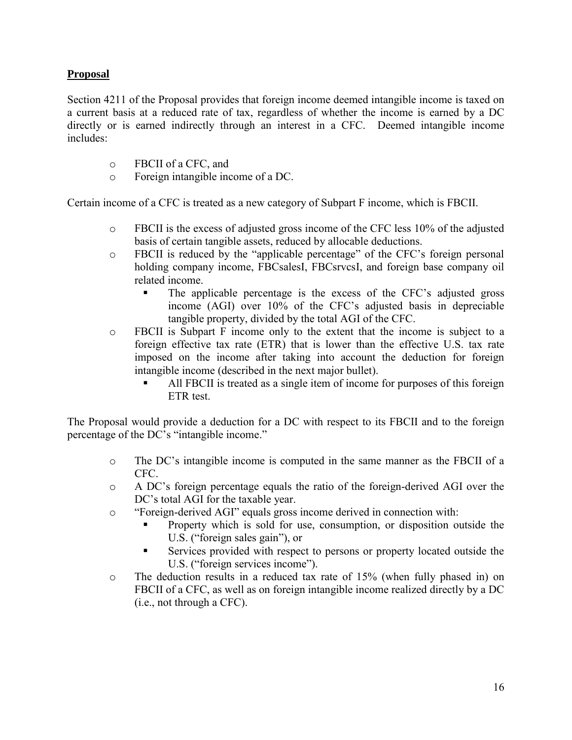**Proposal**

Section 4211 of the Proposal provides that foreign income deemed intangible income is taxed on a current basis at a reduced rate of tax, regardless of whether the income is earned by a DC directly or is earned indirectly through an interest in a CFC. Deemed intangible income includes:

- FBCII of a CFC, and
- Foreign intangible income of a DC.

Certain income of a CFC is treated as a new category of Subpart F income, which is FBCII.

- FBCII is the excess of adjusted gross income of the CFC less 10% of the adjusted basis of certain tangible assets, reduced by allocable deductions.
- FBCII is reduced by the "applicable percentage" of the CFC's foreign personal holding company income, FBCsalesI, FBCsrvcsI, and foreign base company oil related income.
  - The applicable percentage is the excess of the CFC's adjusted gross income (AGI) over 10% of the CFC's adjusted basis in depreciable tangible property, divided by the total AGI of the CFC.
- FBCII is Subpart F income only to the extent that the income is subject to a foreign effective tax rate (ETR) that is lower than the effective U.S. tax rate imposed on the income after taking into account the deduction for foreign intangible income (described in the next major bullet).
  - All FBCII is treated as a single item of income for purposes of this foreign ETR test.

The Proposal would provide a deduction for a DC with respect to its FBCII and to the foreign percentage of the DC's "intangible income."

- The DC's intangible income is computed in the same manner as the FBCII of a CFC.
- A DC's foreign percentage equals the ratio of the foreign-derived AGI over the DC's total AGI for the taxable year.
- "Foreign-derived AGI" equals gross income derived in connection with:
  - Property which is sold for use, consumption, or disposition outside the U.S. ("foreign sales gain"), or
  - Services provided with respect to persons or property located outside the U.S. ("foreign services income").
- The deduction results in a reduced tax rate of 15% (when fully phased in) on FBCII of a CFC, as well as on foreign intangible income realized directly by a DC (i.e., not through a CFC).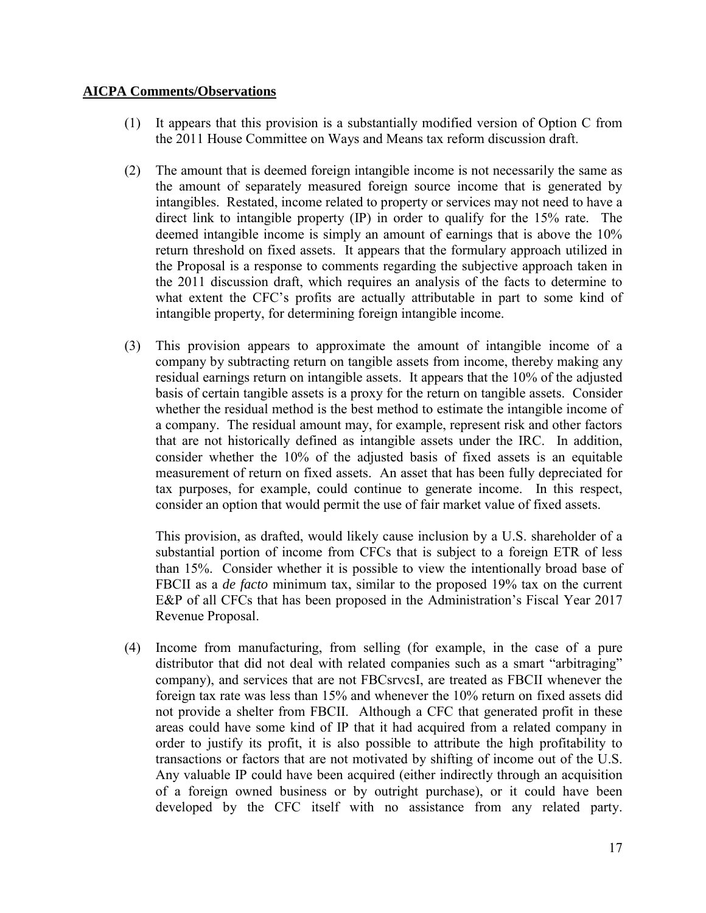**AICPA Comments/Observations**

(1) It appears that this provision is a substantially modified version of Option C from the 2011 House Committee on Ways and Means tax reform discussion draft.

(2) The amount that is deemed foreign intangible income is not necessarily the same as the amount of separately measured foreign source income that is generated by intangibles. Restated, income related to property or services may not need to have a direct link to intangible property (IP) in order to qualify for the 15% rate. The deemed intangible income is simply an amount of earnings that is above the 10% return threshold on fixed assets. It appears that the formulary approach utilized in the Proposal is a response to comments regarding the subjective approach taken in the 2011 discussion draft, which requires an analysis of the facts to determine to what extent the CFC's profits are actually attributable in part to some kind of intangible property, for determining foreign intangible income.

(3) This provision appears to approximate the amount of intangible income of a company by subtracting return on tangible assets from income, thereby making any residual earnings return on intangible assets. It appears that the 10% of the adjusted basis of certain tangible assets is a proxy for the return on tangible assets. Consider whether the residual method is the best method to estimate the intangible income of a company. The residual amount may, for example, represent risk and other factors that are not historically defined as intangible assets under the IRC. In addition, consider whether the 10% of the adjusted basis of fixed assets is an equitable measurement of return on fixed assets. An asset that has been fully depreciated for tax purposes, for example, could continue to generate income. In this respect, consider an option that would permit the use of fair market value of fixed assets.

    This provision, as drafted, would likely cause inclusion by a U.S. shareholder of a substantial portion of income from CFCs that is subject to a foreign ETR of less than 15%. Consider whether it is possible to view the intentionally broad base of FBCII as a *de facto* minimum tax, similar to the proposed 19% tax on the current E&P of all CFCs that has been proposed in the Administration's Fiscal Year 2017 Revenue Proposal.

(4) Income from manufacturing, from selling (for example, in the case of a pure distributor that did not deal with related companies such as a smart "arbitraging" company), and services that are not FBCsrvcsI, are treated as FBCII whenever the foreign tax rate was less than 15% and whenever the 10% return on fixed assets did not provide a shelter from FBCII. Although a CFC that generated profit in these areas could have some kind of IP that it had acquired from a related company in order to justify its profit, it is also possible to attribute the high profitability to transactions or factors that are not motivated by shifting of income out of the U.S. Any valuable IP could have been acquired (either indirectly through an acquisition of a foreign owned business or by outright purchase), or it could have been developed by the CFC itself with no assistance from any related party.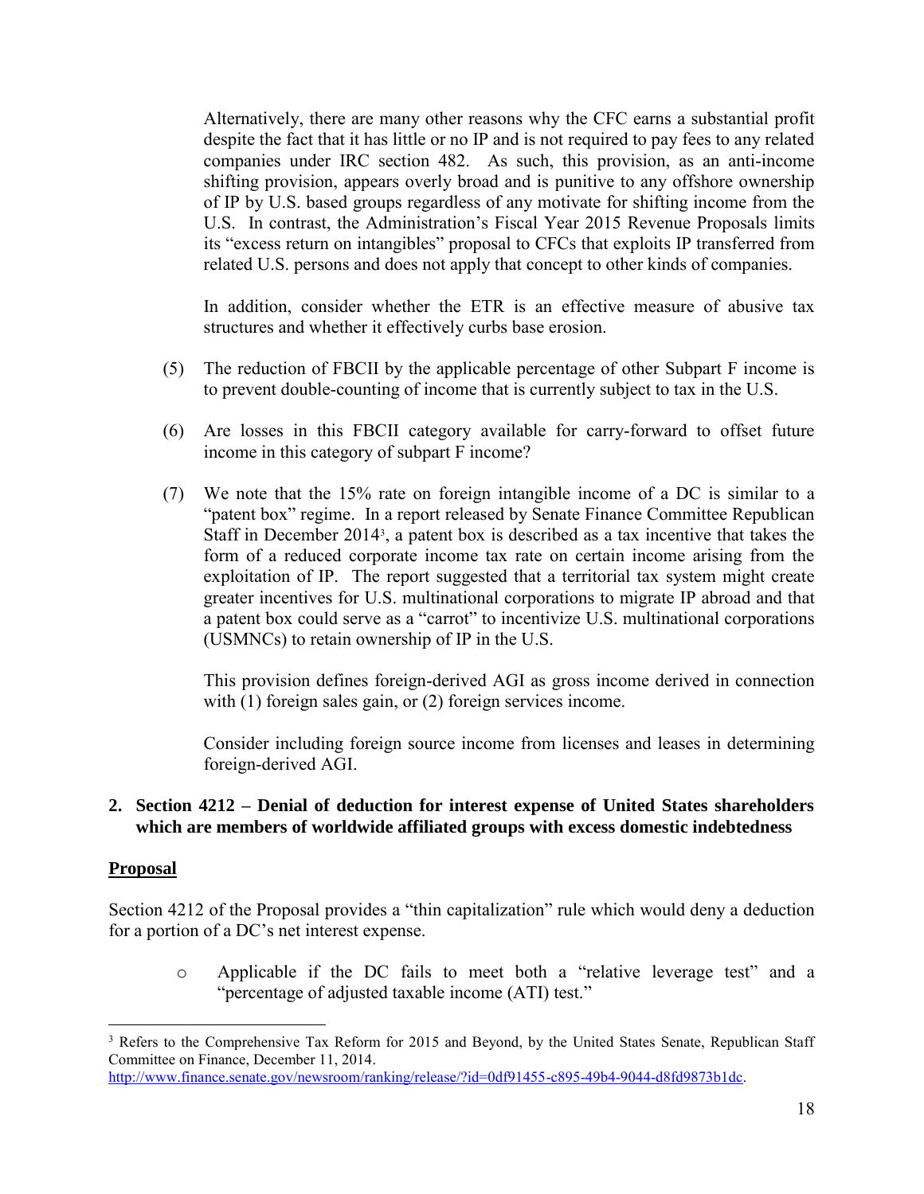Alternatively, there are many other reasons why the CFC earns a substantial profit despite the fact that it has little or no IP and is not required to pay fees to any related companies under IRC section 482. As such, this provision, as an anti-income shifting provision, appears overly broad and is punitive to any offshore ownership of IP by U.S. based groups regardless of any motivate for shifting income from the U.S. In contrast, the Administration's Fiscal Year 2015 Revenue Proposals limits its "excess return on intangibles" proposal to CFCs that exploits IP transferred from related U.S. persons and does not apply that concept to other kinds of companies.

In addition, consider whether the ETR is an effective measure of abusive tax structures and whether it effectively curbs base erosion.

(5) The reduction of FBCII by the applicable percentage of other Subpart F income is to prevent double-counting of income that is currently subject to tax in the U.S.

(6) Are losses in this FBCII category available for carry-forward to offset future income in this category of subpart F income?

(7) We note that the 15% rate on foreign intangible income of a DC is similar to a "patent box" regime. In a report released by Senate Finance Committee Republican Staff in December 2014[3], a patent box is described as a tax incentive that takes the form of a reduced corporate income tax rate on certain income arising from the exploitation of IP. The report suggested that a territorial tax system might create greater incentives for U.S. multinational corporations to migrate IP abroad and that a patent box could serve as a "carrot" to incentivize U.S. multinational corporations (USMNCs) to retain ownership of IP in the U.S.

This provision defines foreign-derived AGI as gross income derived in connection with (1) foreign sales gain, or (2) foreign services income.

Consider including foreign source income from licenses and leases in determining foreign-derived AGI.

## 2. Section 4212 – Denial of deduction for interest expense of United States shareholders which are members of worldwide affiliated groups with excess domestic indebtedness

**Proposal**

Section 4212 of the Proposal provides a "thin capitalization" rule which would deny a deduction for a portion of a DC's net interest expense.

- Applicable if the DC fails to meet both a "relative leverage test" and a "percentage of adjusted taxable income (ATI) test."

---

[3] Refers to the Comprehensive Tax Reform for 2015 and Beyond, by the United States Senate, Republican Staff Committee on Finance, December 11, 2014. http://www.finance.senate.gov/newsroom/ranking/release/?id=0df91455-c895-49b4-9044-d8fd9873b1dc.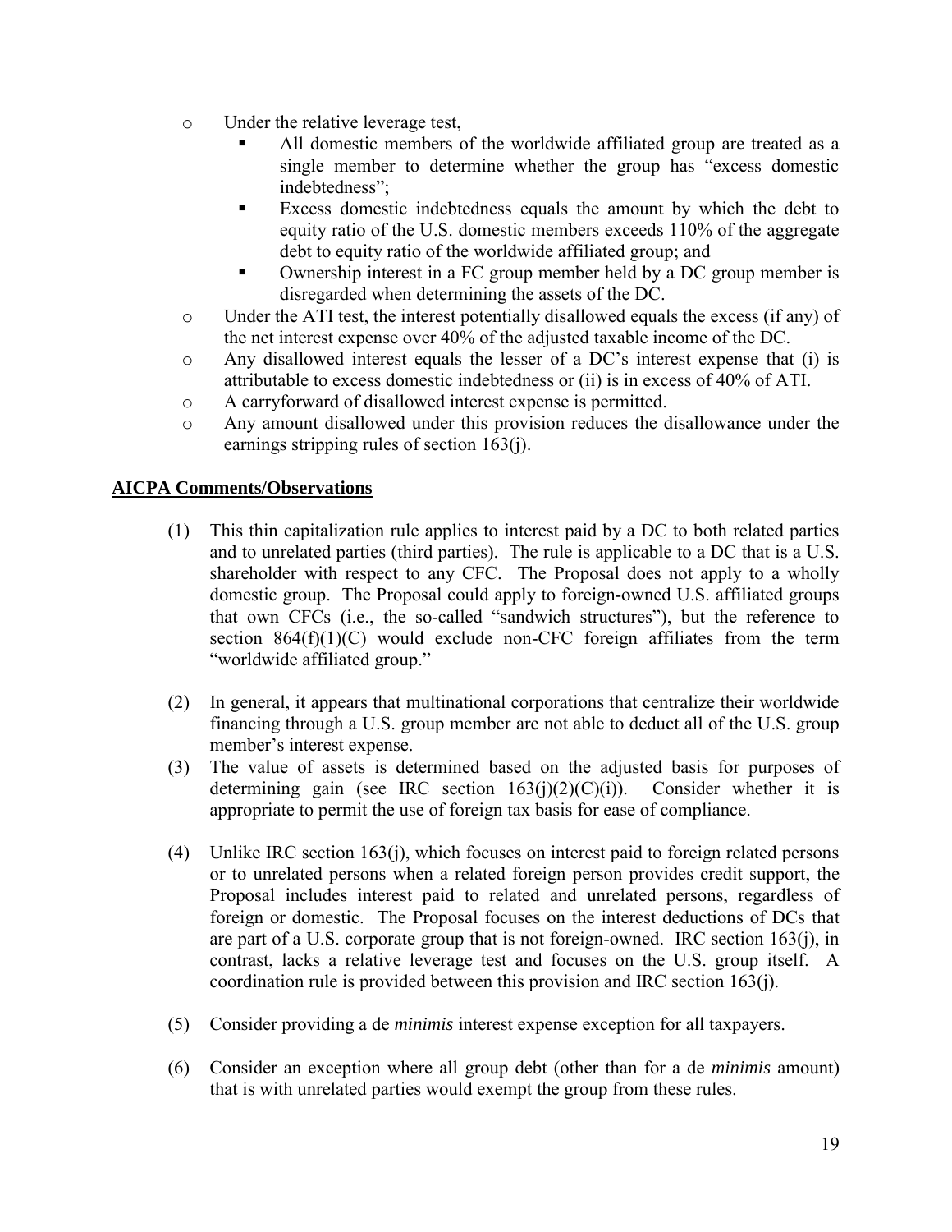- Under the relative leverage test,
  - All domestic members of the worldwide affiliated group are treated as a single member to determine whether the group has "excess domestic indebtedness";
  - Excess domestic indebtedness equals the amount by which the debt to equity ratio of the U.S. domestic members exceeds 110% of the aggregate debt to equity ratio of the worldwide affiliated group; and
  - Ownership interest in a FC group member held by a DC group member is disregarded when determining the assets of the DC.
- Under the ATI test, the interest potentially disallowed equals the excess (if any) of the net interest expense over 40% of the adjusted taxable income of the DC.
- Any disallowed interest equals the lesser of a DC's interest expense that (i) is attributable to excess domestic indebtedness or (ii) is in excess of 40% of ATI.
- A carryforward of disallowed interest expense is permitted.
- Any amount disallowed under this provision reduces the disallowance under the earnings stripping rules of section 163(j).

**AICPA Comments/Observations**

(1) This thin capitalization rule applies to interest paid by a DC to both related parties and to unrelated parties (third parties). The rule is applicable to a DC that is a U.S. shareholder with respect to any CFC. The Proposal does not apply to a wholly domestic group. The Proposal could apply to foreign-owned U.S. affiliated groups that own CFCs (i.e., the so-called "sandwich structures"), but the reference to section 864(f)(1)(C) would exclude non-CFC foreign affiliates from the term "worldwide affiliated group."

(2) In general, it appears that multinational corporations that centralize their worldwide financing through a U.S. group member are not able to deduct all of the U.S. group member's interest expense.

(3) The value of assets is determined based on the adjusted basis for purposes of determining gain (see IRC section 163(j)(2)(C)(i)). Consider whether it is appropriate to permit the use of foreign tax basis for ease of compliance.

(4) Unlike IRC section 163(j), which focuses on interest paid to foreign related persons or to unrelated persons when a related foreign person provides credit support, the Proposal includes interest paid to related and unrelated persons, regardless of foreign or domestic. The Proposal focuses on the interest deductions of DCs that are part of a U.S. corporate group that is not foreign-owned. IRC section 163(j), in contrast, lacks a relative leverage test and focuses on the U.S. group itself. A coordination rule is provided between this provision and IRC section 163(j).

(5) Consider providing a de *minimis* interest expense exception for all taxpayers.

(6) Consider an exception where all group debt (other than for a de *minimis* amount) that is with unrelated parties would exempt the group from these rules.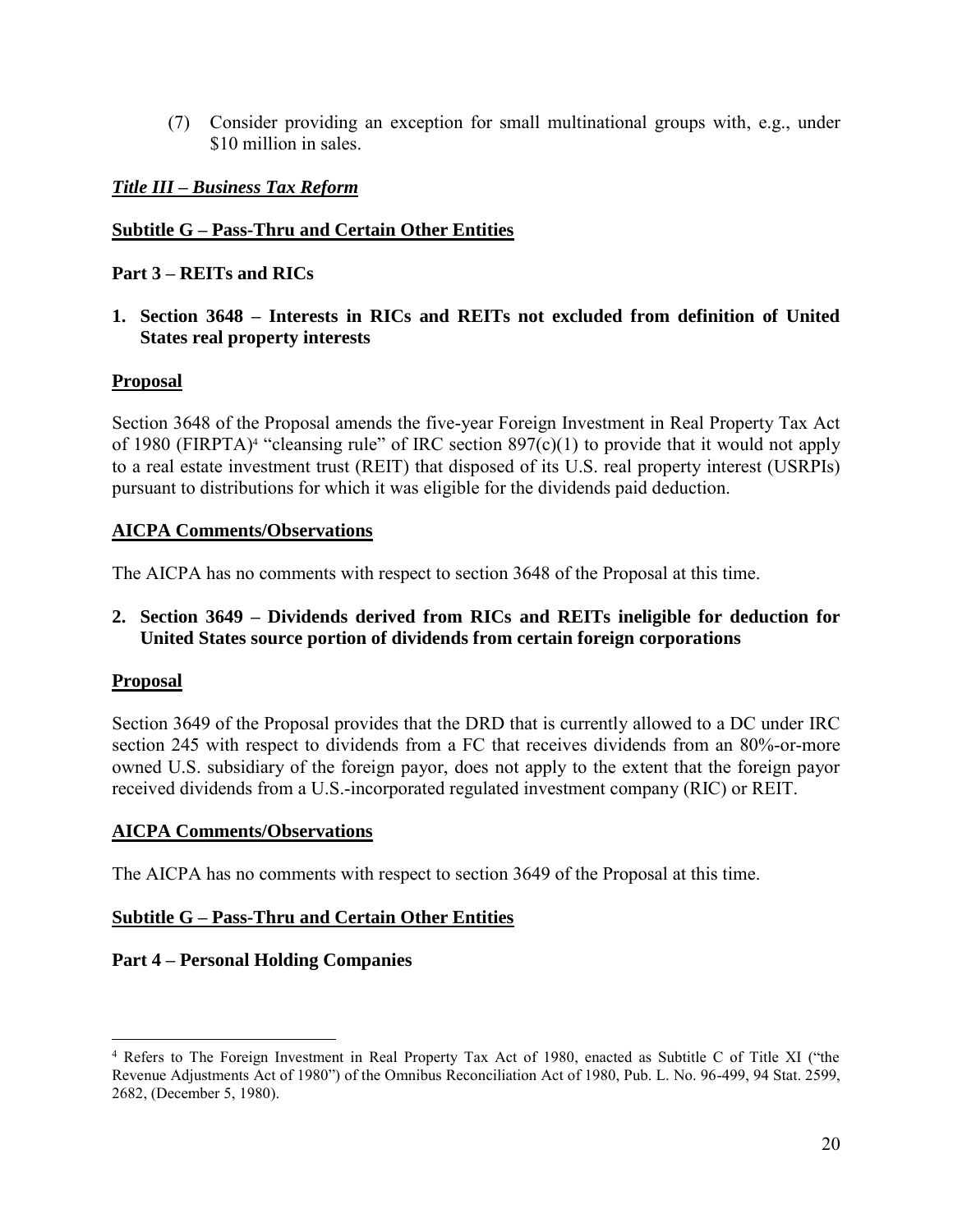(7) Consider providing an exception for small multinational groups with, e.g., under $10 million in sales.

***Title III – Business Tax Reform***

**Subtitle G – Pass-Thru and Certain Other Entities**

**Part 3 – REITs and RICs**

**1. Section 3648 – Interests in RICs and REITs not excluded from definition of United States real property interests**

**Proposal**

Section 3648 of the Proposal amends the five-year Foreign Investment in Real Property Tax Act of 1980 (FIRPTA)[4] "cleansing rule" of IRC section 897(c)(1) to provide that it would not apply to a real estate investment trust (REIT) that disposed of its U.S. real property interest (USRPIs) pursuant to distributions for which it was eligible for the dividends paid deduction.

**AICPA Comments/Observations**

The AICPA has no comments with respect to section 3648 of the Proposal at this time.

**2. Section 3649 – Dividends derived from RICs and REITs ineligible for deduction for United States source portion of dividends from certain foreign corporations**

**Proposal**

Section 3649 of the Proposal provides that the DRD that is currently allowed to a DC under IRC section 245 with respect to dividends from a FC that receives dividends from an 80%-or-more owned U.S. subsidiary of the foreign payor, does not apply to the extent that the foreign payor received dividends from a U.S.-incorporated regulated investment company (RIC) or REIT.

**AICPA Comments/Observations**

The AICPA has no comments with respect to section 3649 of the Proposal at this time.

**Subtitle G – Pass-Thru and Certain Other Entities**

**Part 4 – Personal Holding Companies**

---

[4] Refers to The Foreign Investment in Real Property Tax Act of 1980, enacted as Subtitle C of Title XI ("the Revenue Adjustments Act of 1980") of the Omnibus Reconciliation Act of 1980, Pub. L. No. 96-499, 94 Stat. 2599, 2682, (December 5, 1980).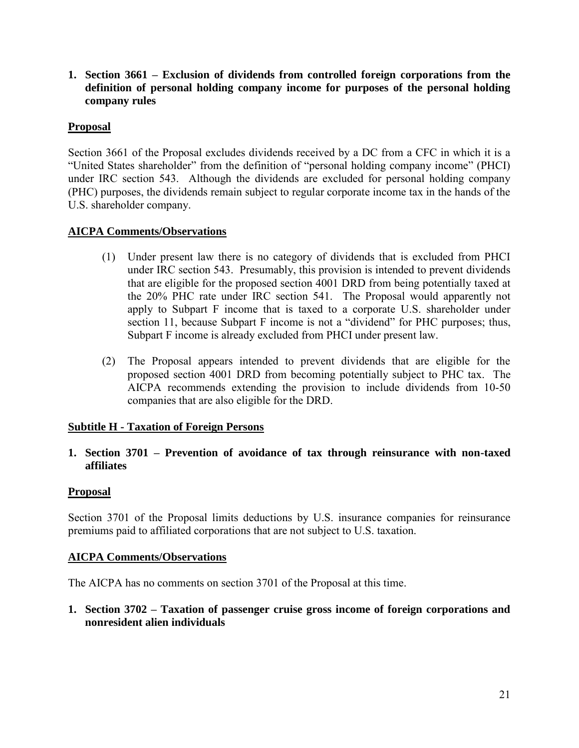**1. Section 3661 – Exclusion of dividends from controlled foreign corporations from the definition of personal holding company income for purposes of the personal holding company rules**

**Proposal**

Section 3661 of the Proposal excludes dividends received by a DC from a CFC in which it is a "United States shareholder" from the definition of "personal holding company income" (PHCI) under IRC section 543. Although the dividends are excluded for personal holding company (PHC) purposes, the dividends remain subject to regular corporate income tax in the hands of the U.S. shareholder company.

**AICPA Comments/Observations**

(1) Under present law there is no category of dividends that is excluded from PHCI under IRC section 543. Presumably, this provision is intended to prevent dividends that are eligible for the proposed section 4001 DRD from being potentially taxed at the 20% PHC rate under IRC section 541. The Proposal would apparently not apply to Subpart F income that is taxed to a corporate U.S. shareholder under section 11, because Subpart F income is not a "dividend" for PHC purposes; thus, Subpart F income is already excluded from PHCI under present law.

(2) The Proposal appears intended to prevent dividends that are eligible for the proposed section 4001 DRD from becoming potentially subject to PHC tax. The AICPA recommends extending the provision to include dividends from 10-50 companies that are also eligible for the DRD.

**Subtitle H - Taxation of Foreign Persons**

**1. Section 3701 – Prevention of avoidance of tax through reinsurance with non-taxed affiliates**

**Proposal**

Section 3701 of the Proposal limits deductions by U.S. insurance companies for reinsurance premiums paid to affiliated corporations that are not subject to U.S. taxation.

**AICPA Comments/Observations**

The AICPA has no comments on section 3701 of the Proposal at this time.

**1. Section 3702 – Taxation of passenger cruise gross income of foreign corporations and nonresident alien individuals**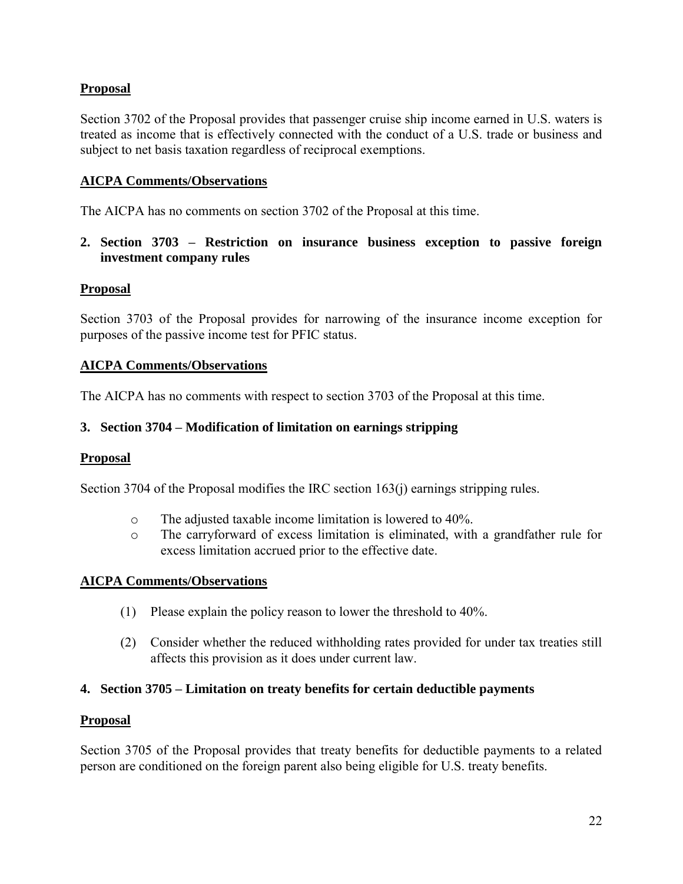**Proposal**

Section 3702 of the Proposal provides that passenger cruise ship income earned in U.S. waters is treated as income that is effectively connected with the conduct of a U.S. trade or business and subject to net basis taxation regardless of reciprocal exemptions.

**AICPA Comments/Observations**

The AICPA has no comments on section 3702 of the Proposal at this time.

**2. Section 3703 – Restriction on insurance business exception to passive foreign investment company rules**

**Proposal**

Section 3703 of the Proposal provides for narrowing of the insurance income exception for purposes of the passive income test for PFIC status.

**AICPA Comments/Observations**

The AICPA has no comments with respect to section 3703 of the Proposal at this time.

**3. Section 3704 – Modification of limitation on earnings stripping**

**Proposal**

Section 3704 of the Proposal modifies the IRC section 163(j) earnings stripping rules.

- The adjusted taxable income limitation is lowered to 40%.
- The carryforward of excess limitation is eliminated, with a grandfather rule for excess limitation accrued prior to the effective date.

**AICPA Comments/Observations**

(1) Please explain the policy reason to lower the threshold to 40%.

(2) Consider whether the reduced withholding rates provided for under tax treaties still affects this provision as it does under current law.

**4. Section 3705 – Limitation on treaty benefits for certain deductible payments**

**Proposal**

Section 3705 of the Proposal provides that treaty benefits for deductible payments to a related person are conditioned on the foreign parent also being eligible for U.S. treaty benefits.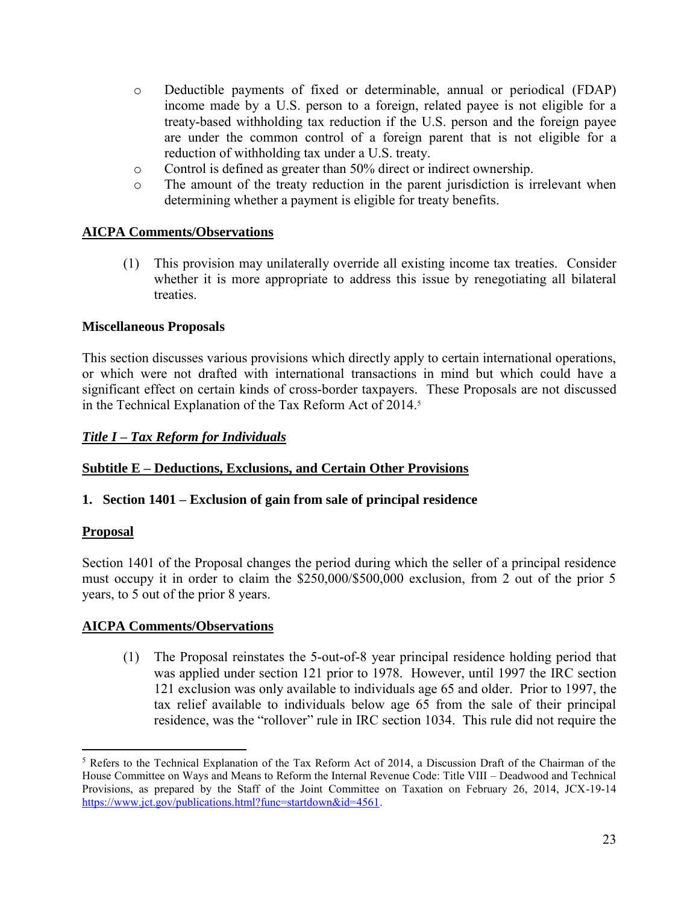- Deductible payments of fixed or determinable, annual or periodical (FDAP) income made by a U.S. person to a foreign, related payee is not eligible for a treaty-based withholding tax reduction if the U.S. person and the foreign payee are under the common control of a foreign parent that is not eligible for a reduction of withholding tax under a U.S. treaty.
- Control is defined as greater than 50% direct or indirect ownership.
- The amount of the treaty reduction in the parent jurisdiction is irrelevant when determining whether a payment is eligible for treaty benefits.

**AICPA Comments/Observations**

(1) This provision may unilaterally override all existing income tax treaties. Consider whether it is more appropriate to address this issue by renegotiating all bilateral treaties.

**Miscellaneous Proposals**

This section discusses various provisions which directly apply to certain international operations, or which were not drafted with international transactions in mind but which could have a significant effect on certain kinds of cross-border taxpayers. These Proposals are not discussed in the Technical Explanation of the Tax Reform Act of 2014.[5]

***Title I – Tax Reform for Individuals***

**Subtitle E – Deductions, Exclusions, and Certain Other Provisions**

**1. Section 1401 – Exclusion of gain from sale of principal residence**

**Proposal**

Section 1401 of the Proposal changes the period during which the seller of a principal residence must occupy it in order to claim the $250,000/$500,000 exclusion, from 2 out of the prior 5 years, to 5 out of the prior 8 years.

**AICPA Comments/Observations**

(1) The Proposal reinstates the 5-out-of-8 year principal residence holding period that was applied under section 121 prior to 1978. However, until 1997 the IRC section 121 exclusion was only available to individuals age 65 and older. Prior to 1997, the tax relief available to individuals below age 65 from the sale of their principal residence, was the "rollover" rule in IRC section 1034. This rule did not require the

---

[5] Refers to the Technical Explanation of the Tax Reform Act of 2014, a Discussion Draft of the Chairman of the House Committee on Ways and Means to Reform the Internal Revenue Code: Title VIII – Deadwood and Technical Provisions, as prepared by the Staff of the Joint Committee on Taxation on February 26, 2014, JCX-19-14 https://www.jct.gov/publications.html?func=startdown&id=4561.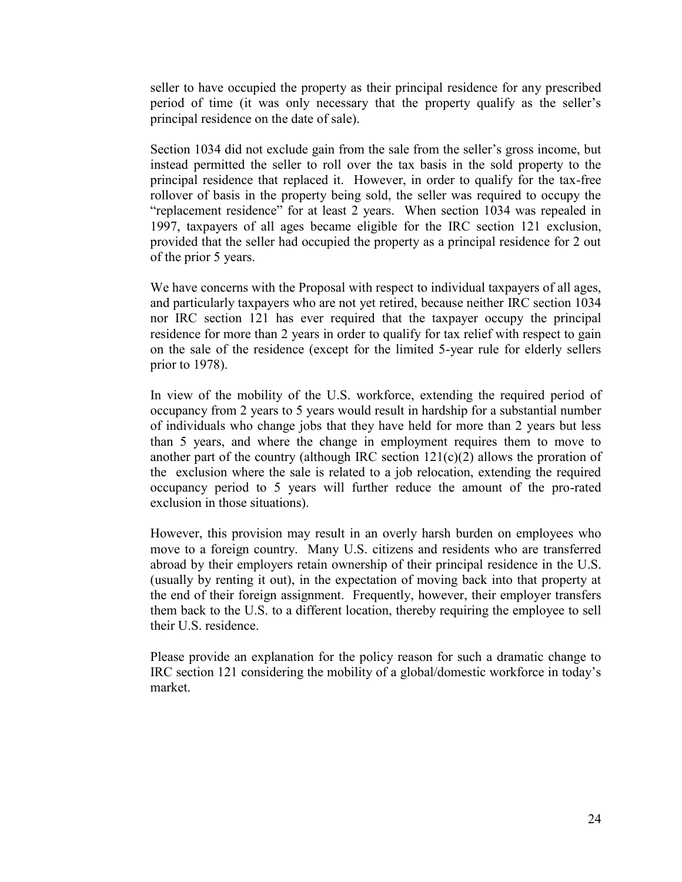seller to have occupied the property as their principal residence for any prescribed period of time (it was only necessary that the property qualify as the seller's principal residence on the date of sale).

Section 1034 did not exclude gain from the sale from the seller's gross income, but instead permitted the seller to roll over the tax basis in the sold property to the principal residence that replaced it. However, in order to qualify for the tax-free rollover of basis in the property being sold, the seller was required to occupy the "replacement residence" for at least 2 years. When section 1034 was repealed in 1997, taxpayers of all ages became eligible for the IRC section 121 exclusion, provided that the seller had occupied the property as a principal residence for 2 out of the prior 5 years.

We have concerns with the Proposal with respect to individual taxpayers of all ages, and particularly taxpayers who are not yet retired, because neither IRC section 1034 nor IRC section 121 has ever required that the taxpayer occupy the principal residence for more than 2 years in order to qualify for tax relief with respect to gain on the sale of the residence (except for the limited 5-year rule for elderly sellers prior to 1978).

In view of the mobility of the U.S. workforce, extending the required period of occupancy from 2 years to 5 years would result in hardship for a substantial number of individuals who change jobs that they have held for more than 2 years but less than 5 years, and where the change in employment requires them to move to another part of the country (although IRC section 121(c)(2) allows the proration of the exclusion where the sale is related to a job relocation, extending the required occupancy period to 5 years will further reduce the amount of the pro-rated exclusion in those situations).

However, this provision may result in an overly harsh burden on employees who move to a foreign country. Many U.S. citizens and residents who are transferred abroad by their employers retain ownership of their principal residence in the U.S. (usually by renting it out), in the expectation of moving back into that property at the end of their foreign assignment. Frequently, however, their employer transfers them back to the U.S. to a different location, thereby requiring the employee to sell their U.S. residence.

Please provide an explanation for the policy reason for such a dramatic change to IRC section 121 considering the mobility of a global/domestic workforce in today's market.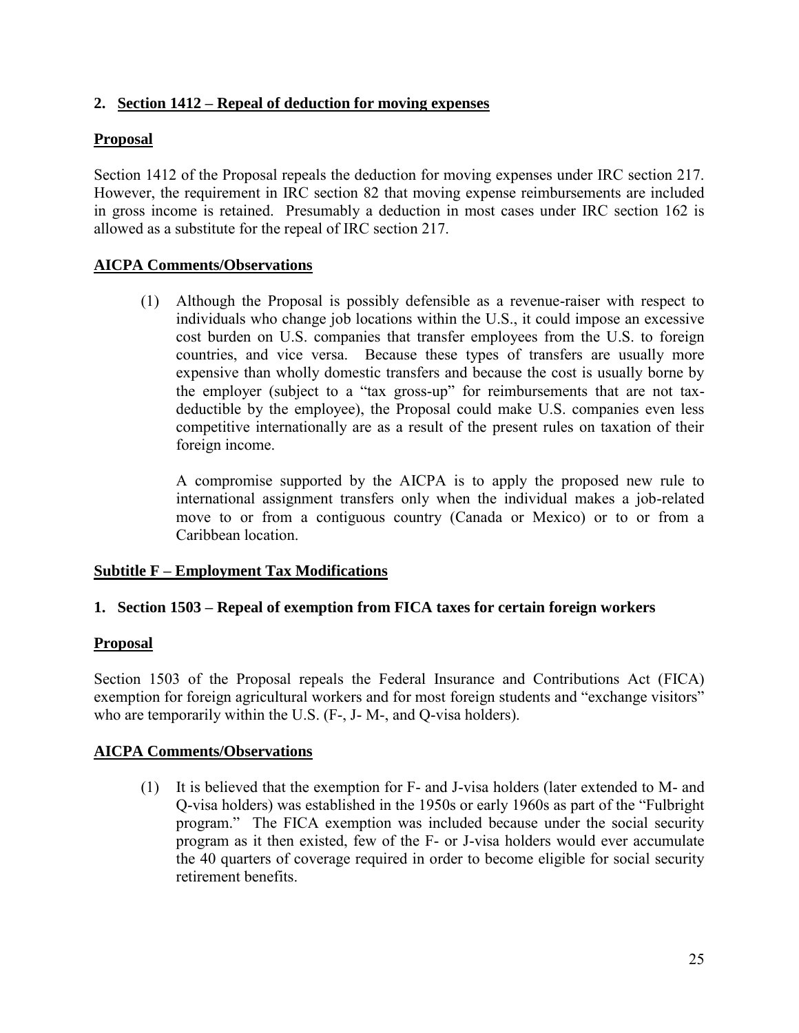## 2. Section 1412 – Repeal of deduction for moving expenses

### Proposal

Section 1412 of the Proposal repeals the deduction for moving expenses under IRC section 217. However, the requirement in IRC section 82 that moving expense reimbursements are included in gross income is retained. Presumably a deduction in most cases under IRC section 162 is allowed as a substitute for the repeal of IRC section 217.

### AICPA Comments/Observations

(1) Although the Proposal is possibly defensible as a revenue-raiser with respect to individuals who change job locations within the U.S., it could impose an excessive cost burden on U.S. companies that transfer employees from the U.S. to foreign countries, and vice versa. Because these types of transfers are usually more expensive than wholly domestic transfers and because the cost is usually borne by the employer (subject to a "tax gross-up" for reimbursements that are not tax-deductible by the employee), the Proposal could make U.S. companies even less competitive internationally are as a result of the present rules on taxation of their foreign income.

A compromise supported by the AICPA is to apply the proposed new rule to international assignment transfers only when the individual makes a job-related move to or from a contiguous country (Canada or Mexico) or to or from a Caribbean location.

## Subtitle F – Employment Tax Modifications

## 1. Section 1503 – Repeal of exemption from FICA taxes for certain foreign workers

### Proposal

Section 1503 of the Proposal repeals the Federal Insurance and Contributions Act (FICA) exemption for foreign agricultural workers and for most foreign students and "exchange visitors" who are temporarily within the U.S. (F-, J- M-, and Q-visa holders).

### AICPA Comments/Observations

(1) It is believed that the exemption for F- and J-visa holders (later extended to M- and Q-visa holders) was established in the 1950s or early 1960s as part of the "Fulbright program." The FICA exemption was included because under the social security program as it then existed, few of the F- or J-visa holders would ever accumulate the 40 quarters of coverage required in order to become eligible for social security retirement benefits.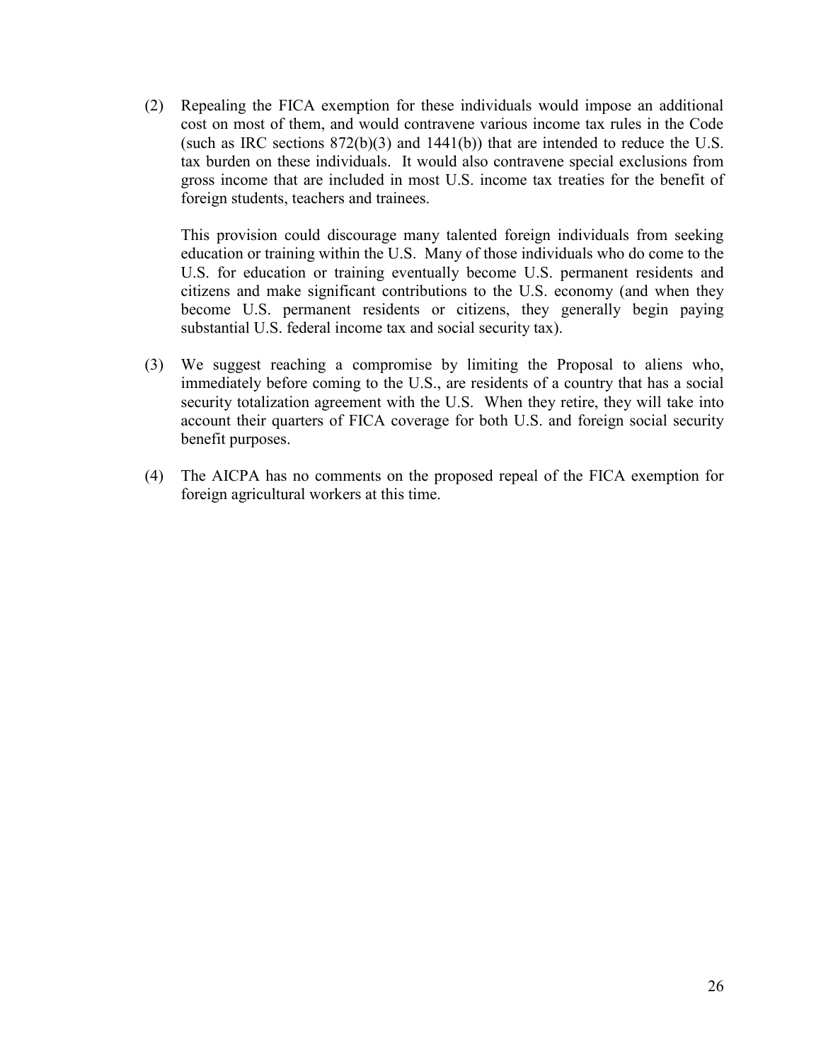(2) Repealing the FICA exemption for these individuals would impose an additional cost on most of them, and would contravene various income tax rules in the Code (such as IRC sections 872(b)(3) and 1441(b)) that are intended to reduce the U.S. tax burden on these individuals. It would also contravene special exclusions from gross income that are included in most U.S. income tax treaties for the benefit of foreign students, teachers and trainees.

    This provision could discourage many talented foreign individuals from seeking education or training within the U.S. Many of those individuals who do come to the U.S. for education or training eventually become U.S. permanent residents and citizens and make significant contributions to the U.S. economy (and when they become U.S. permanent residents or citizens, they generally begin paying substantial U.S. federal income tax and social security tax).

(3) We suggest reaching a compromise by limiting the Proposal to aliens who, immediately before coming to the U.S., are residents of a country that has a social security totalization agreement with the U.S. When they retire, they will take into account their quarters of FICA coverage for both U.S. and foreign social security benefit purposes.

(4) The AICPA has no comments on the proposed repeal of the FICA exemption for foreign agricultural workers at this time.